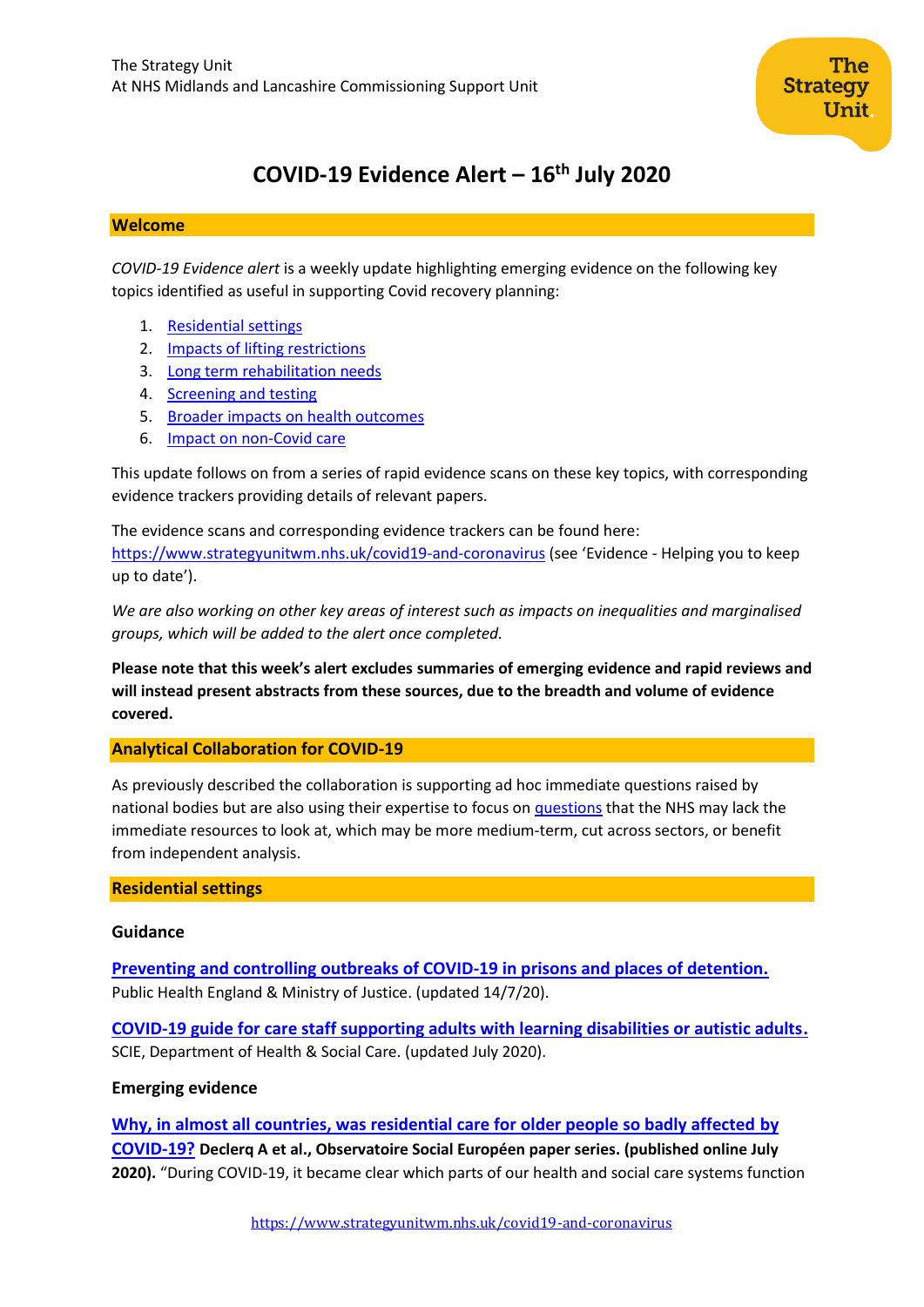The Strategy Unit
At NHS Midlands and Lancashire Commissioning Support Unit

# COVID-19 Evidence Alert – 16th July 2020

## Welcome

*COVID-19 Evidence alert* is a weekly update highlighting emerging evidence on the following key topics identified as useful in supporting Covid recovery planning:

1. Residential settings
2. Impacts of lifting restrictions
3. Long term rehabilitation needs
4. Screening and testing
5. Broader impacts on health outcomes
6. Impact on non-Covid care

This update follows on from a series of rapid evidence scans on these key topics, with corresponding evidence trackers providing details of relevant papers.

The evidence scans and corresponding evidence trackers can be found here: https://www.strategyunitwm.nhs.uk/covid19-and-coronavirus (see 'Evidence - Helping you to keep up to date').

*We are also working on other key areas of interest such as impacts on inequalities and marginalised groups, which will be added to the alert once completed.*

**Please note that this week's alert excludes summaries of emerging evidence and rapid reviews and will instead present abstracts from these sources, due to the breadth and volume of evidence covered.**

## Analytical Collaboration for COVID-19

As previously described the collaboration is supporting ad hoc immediate questions raised by national bodies but are also using their expertise to focus on questions that the NHS may lack the immediate resources to look at, which may be more medium-term, cut across sectors, or benefit from independent analysis.

## Residential settings

### Guidance

**Preventing and controlling outbreaks of COVID-19 in prisons and places of detention.**
Public Health England & Ministry of Justice. (updated 14/7/20).

**COVID-19 guide for care staff supporting adults with learning disabilities or autistic adults.**
SCIE, Department of Health & Social Care. (updated July 2020).

### Emerging evidence

**Why, in almost all countries, was residential care for older people so badly affected by COVID-19? Declerq A et al., Observatoire Social Européen paper series. (published online July 2020).** "During COVID-19, it became clear which parts of our health and social care systems function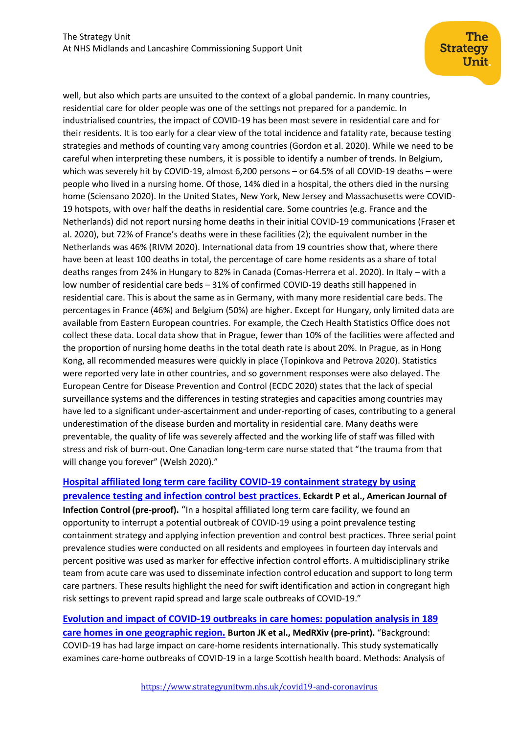well, but also which parts are unsuited to the context of a global pandemic. In many countries, residential care for older people was one of the settings not prepared for a pandemic. In industrialised countries, the impact of COVID-19 has been most severe in residential care and for their residents. It is too early for a clear view of the total incidence and fatality rate, because testing strategies and methods of counting vary among countries (Gordon et al. 2020). While we need to be careful when interpreting these numbers, it is possible to identify a number of trends. In Belgium, which was severely hit by COVID-19, almost 6,200 persons – or 64.5% of all COVID-19 deaths – were people who lived in a nursing home. Of those, 14% died in a hospital, the others died in the nursing home (Sciensano 2020). In the United States, New York, New Jersey and Massachusetts were COVID-19 hotspots, with over half the deaths in residential care. Some countries (e.g. France and the Netherlands) did not report nursing home deaths in their initial COVID-19 communications (Fraser et al. 2020), but 72% of France's deaths were in these facilities (2); the equivalent number in the Netherlands was 46% (RIVM 2020). International data from 19 countries show that, where there have been at least 100 deaths in total, the percentage of care home residents as a share of total deaths ranges from 24% in Hungary to 82% in Canada (Comas-Herrera et al. 2020). In Italy – with a low number of residential care beds – 31% of confirmed COVID-19 deaths still happened in residential care. This is about the same as in Germany, with many more residential care beds. The percentages in France (46%) and Belgium (50%) are higher. Except for Hungary, only limited data are available from Eastern European countries. For example, the Czech Health Statistics Office does not collect these data. Local data show that in Prague, fewer than 10% of the facilities were affected and the proportion of nursing home deaths in the total death rate is about 20%. In Prague, as in Hong Kong, all recommended measures were quickly in place (Topinkova and Petrova 2020). Statistics were reported very late in other countries, and so government responses were also delayed. The European Centre for Disease Prevention and Control (ECDC 2020) states that the lack of special surveillance systems and the differences in testing strategies and capacities among countries may have led to a significant under-ascertainment and under-reporting of cases, contributing to a general underestimation of the disease burden and mortality in residential care. Many deaths were preventable, the quality of life was severely affected and the working life of staff was filled with stress and risk of burn-out. One Canadian long-term care nurse stated that "the trauma from that will change you forever" (Welsh 2020)."

**Hospital affiliated long term care facility COVID-19 containment strategy by using prevalence testing and infection control best practices.** **Eckardt P et al., American Journal of Infection Control (pre-proof).** "In a hospital affiliated long term care facility, we found an opportunity to interrupt a potential outbreak of COVID-19 using a point prevalence testing containment strategy and applying infection prevention and control best practices. Three serial point prevalence studies were conducted on all residents and employees in fourteen day intervals and percent positive was used as marker for effective infection control efforts. A multidisciplinary strike team from acute care was used to disseminate infection control education and support to long term care partners. These results highlight the need for swift identification and action in congregant high risk settings to prevent rapid spread and large scale outbreaks of COVID-19."

**Evolution and impact of COVID-19 outbreaks in care homes: population analysis in 189 care homes in one geographic region.** **Burton JK et al., MedRXiv (pre-print).** "Background: COVID-19 has had large impact on care-home residents internationally. This study systematically examines care-home outbreaks of COVID-19 in a large Scottish health board. Methods: Analysis of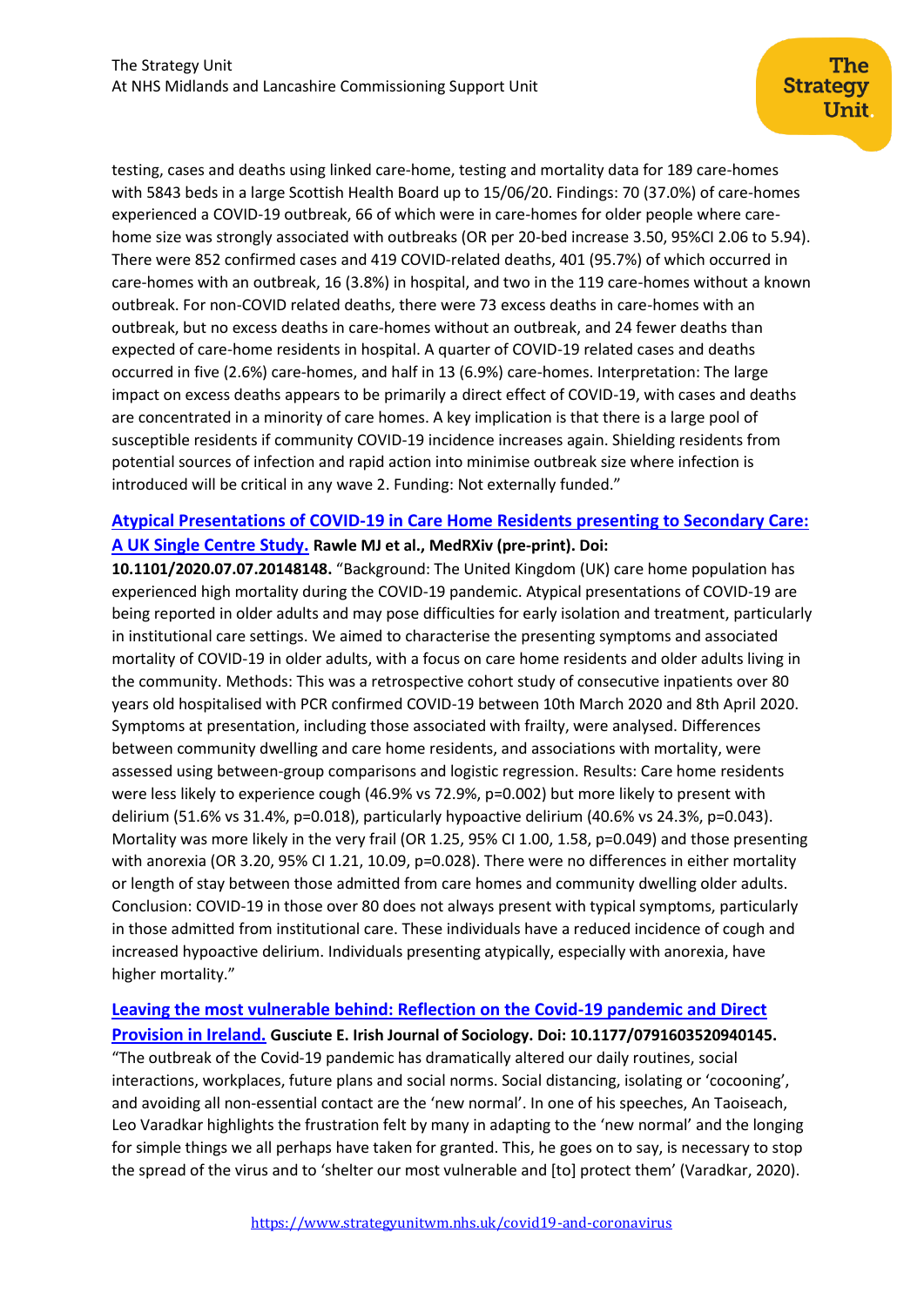testing, cases and deaths using linked care-home, testing and mortality data for 189 care-homes with 5843 beds in a large Scottish Health Board up to 15/06/20. Findings: 70 (37.0%) of care-homes experienced a COVID-19 outbreak, 66 of which were in care-homes for older people where care-home size was strongly associated with outbreaks (OR per 20-bed increase 3.50, 95%CI 2.06 to 5.94). There were 852 confirmed cases and 419 COVID-related deaths, 401 (95.7%) of which occurred in care-homes with an outbreak, 16 (3.8%) in hospital, and two in the 119 care-homes without a known outbreak. For non-COVID related deaths, there were 73 excess deaths in care-homes with an outbreak, but no excess deaths in care-homes without an outbreak, and 24 fewer deaths than expected of care-home residents in hospital. A quarter of COVID-19 related cases and deaths occurred in five (2.6%) care-homes, and half in 13 (6.9%) care-homes. Interpretation: The large impact on excess deaths appears to be primarily a direct effect of COVID-19, with cases and deaths are concentrated in a minority of care homes. A key implication is that there is a large pool of susceptible residents if community COVID-19 incidence increases again. Shielding residents from potential sources of infection and rapid action into minimise outbreak size where infection is introduced will be critical in any wave 2. Funding: Not externally funded."

[Atypical Presentations of COVID-19 in Care Home Residents presenting to Secondary Care: A UK Single Centre Study.](#) **Rawle MJ et al., MedRXiv (pre-print). Doi: 10.1101/2020.07.07.20148148.** "Background: The United Kingdom (UK) care home population has experienced high mortality during the COVID-19 pandemic. Atypical presentations of COVID-19 are being reported in older adults and may pose difficulties for early isolation and treatment, particularly in institutional care settings. We aimed to characterise the presenting symptoms and associated mortality of COVID-19 in older adults, with a focus on care home residents and older adults living in the community. Methods: This was a retrospective cohort study of consecutive inpatients over 80 years old hospitalised with PCR confirmed COVID-19 between 10th March 2020 and 8th April 2020. Symptoms at presentation, including those associated with frailty, were analysed. Differences between community dwelling and care home residents, and associations with mortality, were assessed using between-group comparisons and logistic regression. Results: Care home residents were less likely to experience cough (46.9% vs 72.9%, p=0.002) but more likely to present with delirium (51.6% vs 31.4%, p=0.018), particularly hypoactive delirium (40.6% vs 24.3%, p=0.043). Mortality was more likely in the very frail (OR 1.25, 95% CI 1.00, 1.58, p=0.049) and those presenting with anorexia (OR 3.20, 95% CI 1.21, 10.09, p=0.028). There were no differences in either mortality or length of stay between those admitted from care homes and community dwelling older adults. Conclusion: COVID-19 in those over 80 does not always present with typical symptoms, particularly in those admitted from institutional care. These individuals have a reduced incidence of cough and increased hypoactive delirium. Individuals presenting atypically, especially with anorexia, have higher mortality."

[Leaving the most vulnerable behind: Reflection on the Covid-19 pandemic and Direct Provision in Ireland.](#) **Gusciute E. Irish Journal of Sociology. Doi: 10.1177/0791603520940145.** "The outbreak of the Covid-19 pandemic has dramatically altered our daily routines, social interactions, workplaces, future plans and social norms. Social distancing, isolating or 'cocooning', and avoiding all non-essential contact are the 'new normal'. In one of his speeches, An Taoiseach, Leo Varadkar highlights the frustration felt by many in adapting to the 'new normal' and the longing for simple things we all perhaps have taken for granted. This, he goes on to say, is necessary to stop the spread of the virus and to 'shelter our most vulnerable and [to] protect them' (Varadkar, 2020).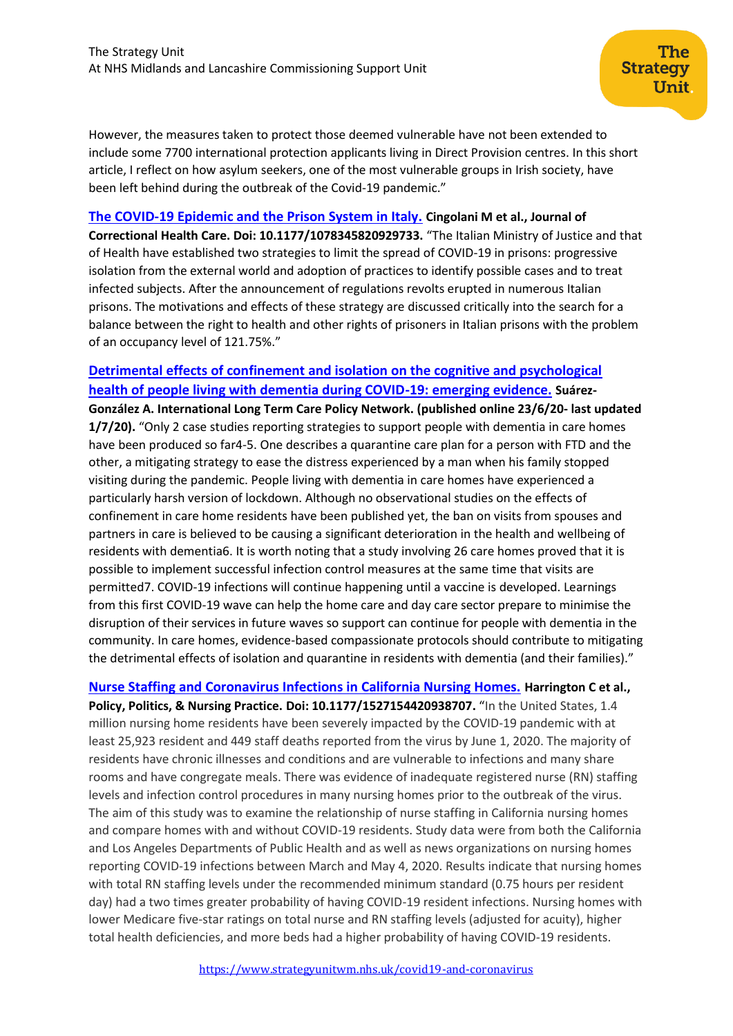However, the measures taken to protect those deemed vulnerable have not been extended to include some 7700 international protection applicants living in Direct Provision centres. In this short article, I reflect on how asylum seekers, one of the most vulnerable groups in Irish society, have been left behind during the outbreak of the Covid-19 pandemic."

[The COVID-19 Epidemic and the Prison System in Italy.](#) **Cingolani M et al., Journal of Correctional Health Care. Doi: 10.1177/1078345820929733.** "The Italian Ministry of Justice and that of Health have established two strategies to limit the spread of COVID-19 in prisons: progressive isolation from the external world and adoption of practices to identify possible cases and to treat infected subjects. After the announcement of regulations revolts erupted in numerous Italian prisons. The motivations and effects of these strategy are discussed critically into the search for a balance between the right to health and other rights of prisoners in Italian prisons with the problem of an occupancy level of 121.75%."

[Detrimental effects of confinement and isolation on the cognitive and psychological health of people living with dementia during COVID-19: emerging evidence.](#) **Suárez-González A. International Long Term Care Policy Network. (published online 23/6/20- last updated 1/7/20).** "Only 2 case studies reporting strategies to support people with dementia in care homes have been produced so far4-5. One describes a quarantine care plan for a person with FTD and the other, a mitigating strategy to ease the distress experienced by a man when his family stopped visiting during the pandemic. People living with dementia in care homes have experienced a particularly harsh version of lockdown. Although no observational studies on the effects of confinement in care home residents have been published yet, the ban on visits from spouses and partners in care is believed to be causing a significant deterioration in the health and wellbeing of residents with dementia6. It is worth noting that a study involving 26 care homes proved that it is possible to implement successful infection control measures at the same time that visits are permitted7. COVID-19 infections will continue happening until a vaccine is developed. Learnings from this first COVID-19 wave can help the home care and day care sector prepare to minimise the disruption of their services in future waves so support can continue for people with dementia in the community. In care homes, evidence-based compassionate protocols should contribute to mitigating the detrimental effects of isolation and quarantine in residents with dementia (and their families)."

[Nurse Staffing and Coronavirus Infections in California Nursing Homes.](#) **Harrington C et al., Policy, Politics, & Nursing Practice. Doi: 10.1177/1527154420938707.** "In the United States, 1.4 million nursing home residents have been severely impacted by the COVID-19 pandemic with at least 25,923 resident and 449 staff deaths reported from the virus by June 1, 2020. The majority of residents have chronic illnesses and conditions and are vulnerable to infections and many share rooms and have congregate meals. There was evidence of inadequate registered nurse (RN) staffing levels and infection control procedures in many nursing homes prior to the outbreak of the virus. The aim of this study was to examine the relationship of nurse staffing in California nursing homes and compare homes with and without COVID-19 residents. Study data were from both the California and Los Angeles Departments of Public Health and as well as news organizations on nursing homes reporting COVID-19 infections between March and May 4, 2020. Results indicate that nursing homes with total RN staffing levels under the recommended minimum standard (0.75 hours per resident day) had a two times greater probability of having COVID-19 resident infections. Nursing homes with lower Medicare five-star ratings on total nurse and RN staffing levels (adjusted for acuity), higher total health deficiencies, and more beds had a higher probability of having COVID-19 residents.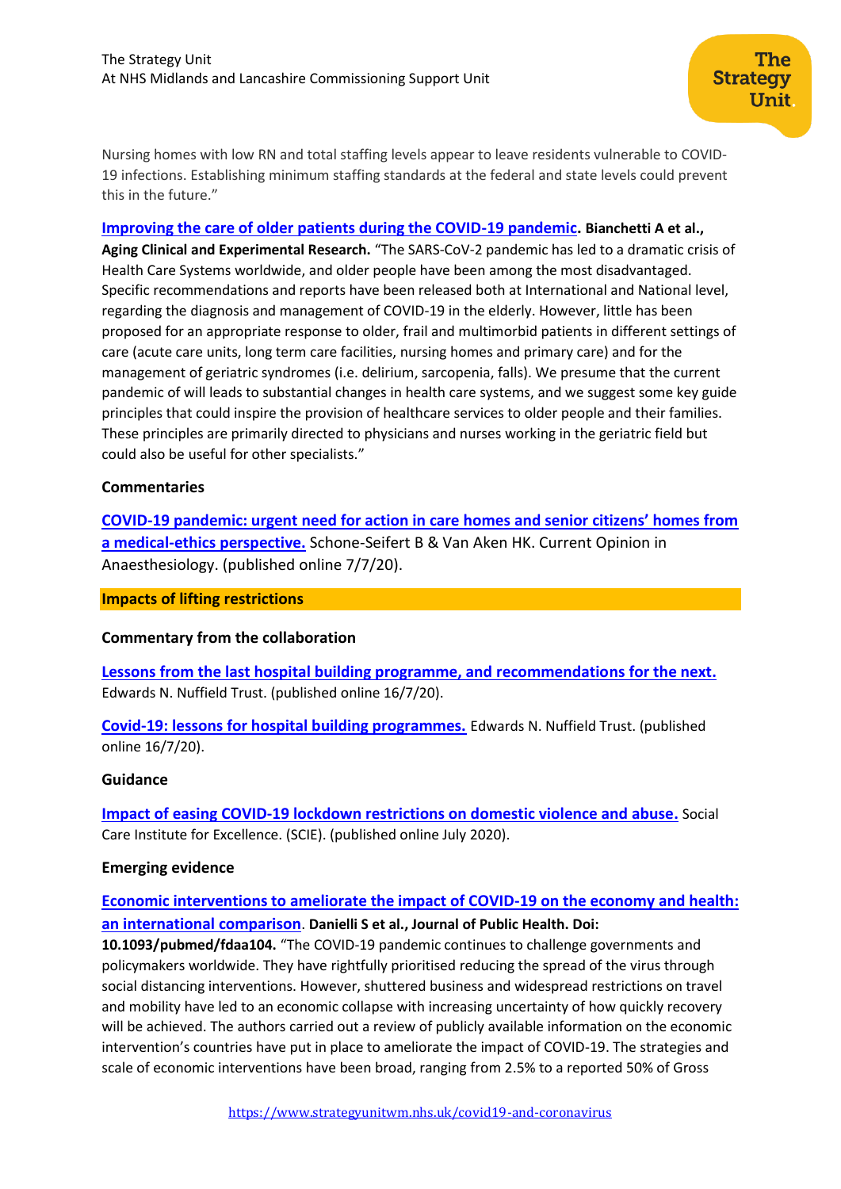Nursing homes with low RN and total staffing levels appear to leave residents vulnerable to COVID-19 infections. Establishing minimum staffing standards at the federal and state levels could prevent this in the future."

**Improving the care of older patients during the COVID-19 pandemic. Bianchetti A et al., Aging Clinical and Experimental Research.** "The SARS-CoV-2 pandemic has led to a dramatic crisis of Health Care Systems worldwide, and older people have been among the most disadvantaged. Specific recommendations and reports have been released both at International and National level, regarding the diagnosis and management of COVID-19 in the elderly. However, little has been proposed for an appropriate response to older, frail and multimorbid patients in different settings of care (acute care units, long term care facilities, nursing homes and primary care) and for the management of geriatric syndromes (i.e. delirium, sarcopenia, falls). We presume that the current pandemic of will leads to substantial changes in health care systems, and we suggest some key guide principles that could inspire the provision of healthcare services to older people and their families. These principles are primarily directed to physicians and nurses working in the geriatric field but could also be useful for other specialists."

**Commentaries**

**COVID-19 pandemic: urgent need for action in care homes and senior citizens' homes from a medical-ethics perspective.** Schone-Seifert B & Van Aken HK. Current Opinion in Anaesthesiology. (published online 7/7/20).

## Impacts of lifting restrictions

**Commentary from the collaboration**

**Lessons from the last hospital building programme, and recommendations for the next.** Edwards N. Nuffield Trust. (published online 16/7/20).

**Covid-19: lessons for hospital building programmes.** Edwards N. Nuffield Trust. (published online 16/7/20).

**Guidance**

**Impact of easing COVID-19 lockdown restrictions on domestic violence and abuse.** Social Care Institute for Excellence. (SCIE). (published online July 2020).

**Emerging evidence**

**Economic interventions to ameliorate the impact of COVID-19 on the economy and health: an international comparison. Danielli S et al., Journal of Public Health. Doi: 10.1093/pubmed/fdaa104.** "The COVID-19 pandemic continues to challenge governments and policymakers worldwide. They have rightfully prioritised reducing the spread of the virus through social distancing interventions. However, shuttered business and widespread restrictions on travel and mobility have led to an economic collapse with increasing uncertainty of how quickly recovery will be achieved. The authors carried out a review of publicly available information on the economic intervention's countries have put in place to ameliorate the impact of COVID-19. The strategies and scale of economic interventions have been broad, ranging from 2.5% to a reported 50% of Gross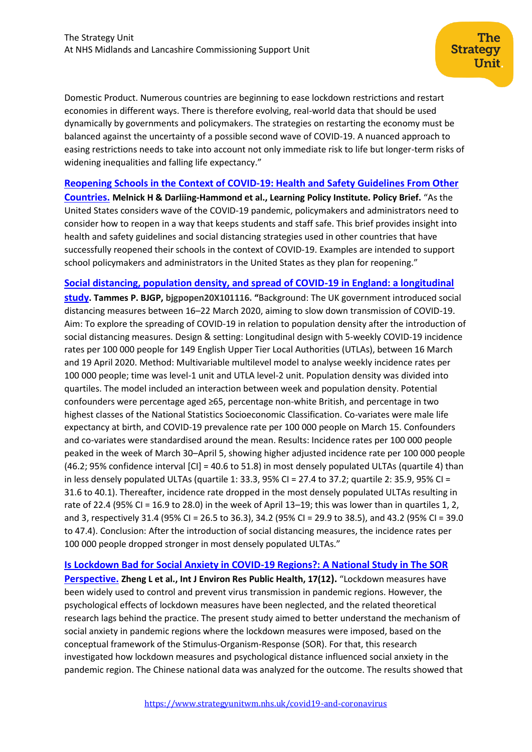Domestic Product. Numerous countries are beginning to ease lockdown restrictions and restart economies in different ways. There is therefore evolving, real-world data that should be used dynamically by governments and policymakers. The strategies on restarting the economy must be balanced against the uncertainty of a possible second wave of COVID-19. A nuanced approach to easing restrictions needs to take into account not only immediate risk to life but longer-term risks of widening inequalities and falling life expectancy."

[Reopening Schools in the Context of COVID-19: Health and Safety Guidelines From Other Countries.]() **Melnick H & Darliing-Hammond et al., Learning Policy Institute. Policy Brief.** "As the United States considers wave of the COVID-19 pandemic, policymakers and administrators need to consider how to reopen in a way that keeps students and staff safe. This brief provides insight into health and safety guidelines and social distancing strategies used in other countries that have successfully reopened their schools in the context of COVID-19. Examples are intended to support school policymakers and administrators in the United States as they plan for reopening."

[Social distancing, population density, and spread of COVID-19 in England: a longitudinal study](). **Tammes P. BJGP, bjgpopen20X101116.** "Background: The UK government introduced social distancing measures between 16–22 March 2020, aiming to slow down transmission of COVID-19. Aim: To explore the spreading of COVID-19 in relation to population density after the introduction of social distancing measures. Design & setting: Longitudinal design with 5-weekly COVID-19 incidence rates per 100 000 people for 149 English Upper Tier Local Authorities (UTLAs), between 16 March and 19 April 2020. Method: Multivariable multilevel model to analyse weekly incidence rates per 100 000 people; time was level-1 unit and UTLA level-2 unit. Population density was divided into quartiles. The model included an interaction between week and population density. Potential confounders were percentage aged ≥65, percentage non-white British, and percentage in two highest classes of the National Statistics Socioeconomic Classification. Co-variates were male life expectancy at birth, and COVID-19 prevalence rate per 100 000 people on March 15. Confounders and co-variates were standardised around the mean. Results: Incidence rates per 100 000 people peaked in the week of March 30–April 5, showing higher adjusted incidence rate per 100 000 people (46.2; 95% confidence interval [CI] = 40.6 to 51.8) in most densely populated ULTAs (quartile 4) than in less densely populated ULTAs (quartile 1: 33.3, 95% CI = 27.4 to 37.2; quartile 2: 35.9, 95% CI = 31.6 to 40.1). Thereafter, incidence rate dropped in the most densely populated ULTAs resulting in rate of 22.4 (95% CI = 16.9 to 28.0) in the week of April 13–19; this was lower than in quartiles 1, 2, and 3, respectively 31.4 (95% CI = 26.5 to 36.3), 34.2 (95% CI = 29.9 to 38.5), and 43.2 (95% CI = 39.0 to 47.4). Conclusion: After the introduction of social distancing measures, the incidence rates per 100 000 people dropped stronger in most densely populated ULTAs."

[Is Lockdown Bad for Social Anxiety in COVID-19 Regions?: A National Study in The SOR Perspective.]() **Zheng L et al., Int J Environ Res Public Health, 17(12).** "Lockdown measures have been widely used to control and prevent virus transmission in pandemic regions. However, the psychological effects of lockdown measures have been neglected, and the related theoretical research lags behind the practice. The present study aimed to better understand the mechanism of social anxiety in pandemic regions where the lockdown measures were imposed, based on the conceptual framework of the Stimulus-Organism-Response (SOR). For that, this research investigated how lockdown measures and psychological distance influenced social anxiety in the pandemic region. The Chinese national data was analyzed for the outcome. The results showed that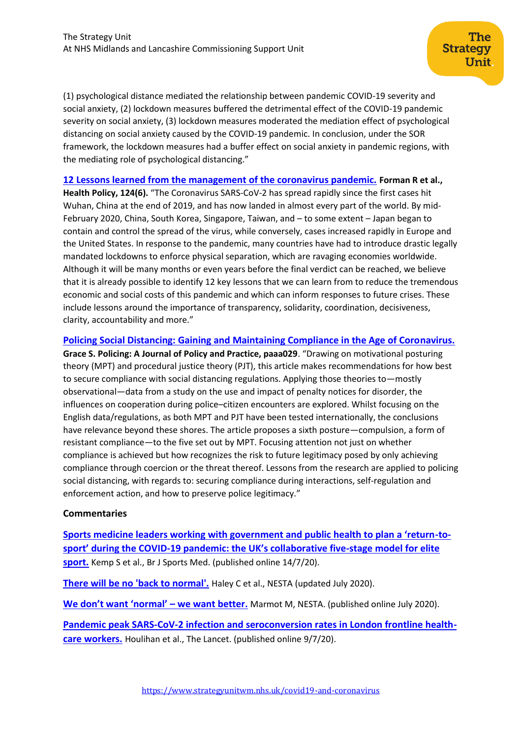(1) psychological distance mediated the relationship between pandemic COVID-19 severity and social anxiety, (2) lockdown measures buffered the detrimental effect of the COVID-19 pandemic severity on social anxiety, (3) lockdown measures moderated the mediation effect of psychological distancing on social anxiety caused by the COVID-19 pandemic. In conclusion, under the SOR framework, the lockdown measures had a buffer effect on social anxiety in pandemic regions, with the mediating role of psychological distancing."

[12 Lessons learned from the management of the coronavirus pandemic.]() **Forman R et al., Health Policy, 124(6).** "The Coronavirus SARS-CoV-2 has spread rapidly since the first cases hit Wuhan, China at the end of 2019, and has now landed in almost every part of the world. By mid-February 2020, China, South Korea, Singapore, Taiwan, and – to some extent – Japan began to contain and control the spread of the virus, while conversely, cases increased rapidly in Europe and the United States. In response to the pandemic, many countries have had to introduce drastic legally mandated lockdowns to enforce physical separation, which are ravaging economies worldwide. Although it will be many months or even years before the final verdict can be reached, we believe that it is already possible to identify 12 key lessons that we can learn from to reduce the tremendous economic and social costs of this pandemic and which can inform responses to future crises. These include lessons around the importance of transparency, solidarity, coordination, decisiveness, clarity, accountability and more."

[Policing Social Distancing: Gaining and Maintaining Compliance in the Age of Coronavirus.]() **Grace S. Policing: A Journal of Policy and Practice, paaa029**. "Drawing on motivational posturing theory (MPT) and procedural justice theory (PJT), this article makes recommendations for how best to secure compliance with social distancing regulations. Applying those theories to—mostly observational—data from a study on the use and impact of penalty notices for disorder, the influences on cooperation during police–citizen encounters are explored. Whilst focusing on the English data/regulations, as both MPT and PJT have been tested internationally, the conclusions have relevance beyond these shores. The article proposes a sixth posture—compulsion, a form of resistant compliance—to the five set out by MPT. Focusing attention not just on whether compliance is achieved but how recognizes the risk to future legitimacy posed by only achieving compliance through coercion or the threat thereof. Lessons from the research are applied to policing social distancing, with regards to: securing compliance during interactions, self-regulation and enforcement action, and how to preserve police legitimacy."

**Commentaries**

**[Sports medicine leaders working with government and public health to plan a 'return-to-sport' during the COVID-19 pandemic: the UK's collaborative five-stage model for elite sport.]()** Kemp S et al., Br J Sports Med. (published online 14/7/20).

**[There will be no 'back to normal'.]()** Haley C et al., NESTA (updated July 2020).

**[We don't want 'normal' – we want better.]()** Marmot M, NESTA. (published online July 2020).

**[Pandemic peak SARS-CoV-2 infection and seroconversion rates in London frontline health-care workers.]()** Houlihan et al., The Lancet. (published online 9/7/20).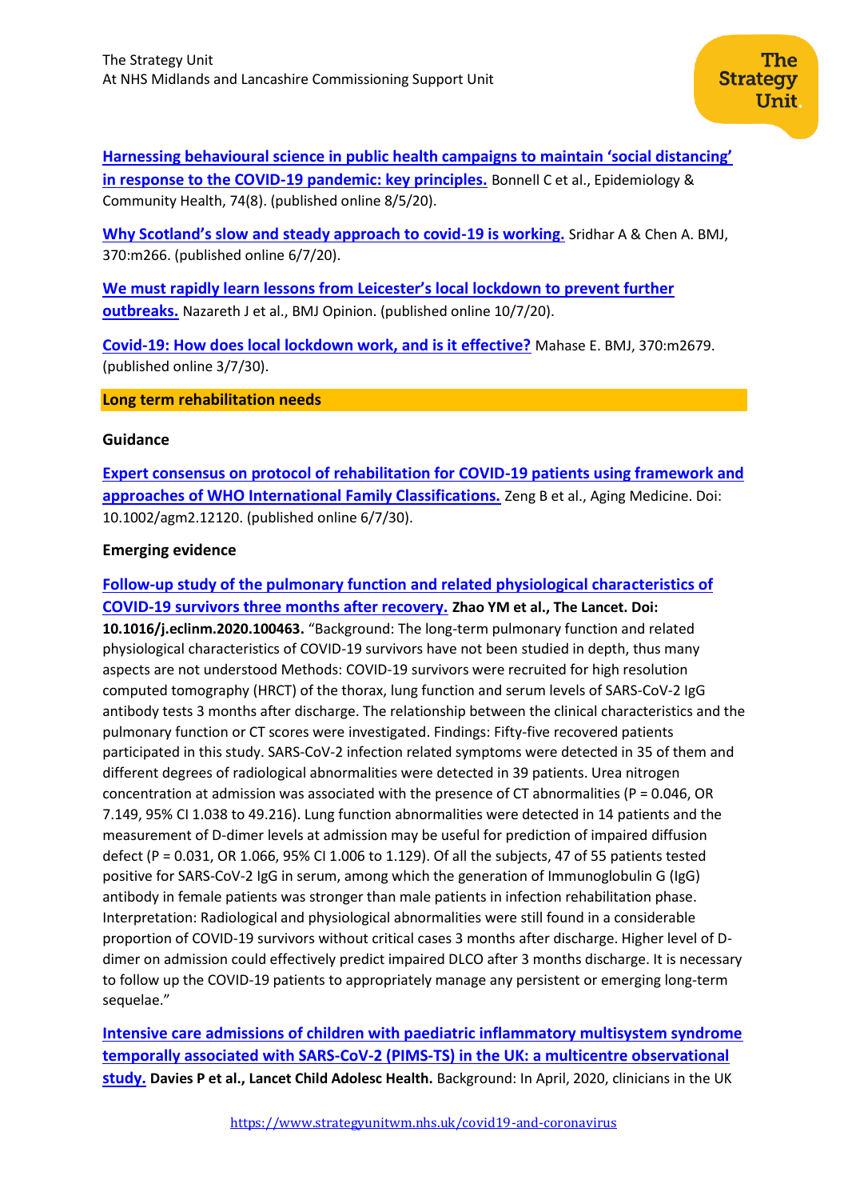**Harnessing behavioural science in public health campaigns to maintain 'social distancing' in response to the COVID-19 pandemic: key principles.** Bonnell C et al., Epidemiology & Community Health, 74(8). (published online 8/5/20).

**Why Scotland's slow and steady approach to covid-19 is working.** Sridhar A & Chen A. BMJ, 370:m266. (published online 6/7/20).

**We must rapidly learn lessons from Leicester's local lockdown to prevent further outbreaks.** Nazareth J et al., BMJ Opinion. (published online 10/7/20).

**Covid-19: How does local lockdown work, and is it effective?** Mahase E. BMJ, 370:m2679. (published online 3/7/30).

## Long term rehabilitation needs

### Guidance

**Expert consensus on protocol of rehabilitation for COVID-19 patients using framework and approaches of WHO International Family Classifications.** Zeng B et al., Aging Medicine. Doi: 10.1002/agm2.12120. (published online 6/7/30).

### Emerging evidence

**Follow-up study of the pulmonary function and related physiological characteristics of COVID-19 survivors three months after recovery. Zhao YM et al., The Lancet. Doi: 10.1016/j.eclinm.2020.100463.** "Background: The long-term pulmonary function and related physiological characteristics of COVID-19 survivors have not been studied in depth, thus many aspects are not understood Methods: COVID-19 survivors were recruited for high resolution computed tomography (HRCT) of the thorax, lung function and serum levels of SARS-CoV-2 IgG antibody tests 3 months after discharge. The relationship between the clinical characteristics and the pulmonary function or CT scores were investigated. Findings: Fifty-five recovered patients participated in this study. SARS-CoV-2 infection related symptoms were detected in 35 of them and different degrees of radiological abnormalities were detected in 39 patients. Urea nitrogen concentration at admission was associated with the presence of CT abnormalities ($P = 0.046$, OR 7.149, 95% CI 1.038 to 49.216). Lung function abnormalities were detected in 14 patients and the measurement of D-dimer levels at admission may be useful for prediction of impaired diffusion defect ($P = 0.031$, OR 1.066, 95% CI 1.006 to 1.129). Of all the subjects, 47 of 55 patients tested positive for SARS-CoV-2 IgG in serum, among which the generation of Immunoglobulin G (IgG) antibody in female patients was stronger than male patients in infection rehabilitation phase. Interpretation: Radiological and physiological abnormalities were still found in a considerable proportion of COVID-19 survivors without critical cases 3 months after discharge. Higher level of D-dimer on admission could effectively predict impaired DLCO after 3 months discharge. It is necessary to follow up the COVID-19 patients to appropriately manage any persistent or emerging long-term sequelae."

**Intensive care admissions of children with paediatric inflammatory multisystem syndrome temporally associated with SARS-CoV-2 (PIMS-TS) in the UK: a multicentre observational study. Davies P et al., Lancet Child Adolesc Health.** Background: In April, 2020, clinicians in the UK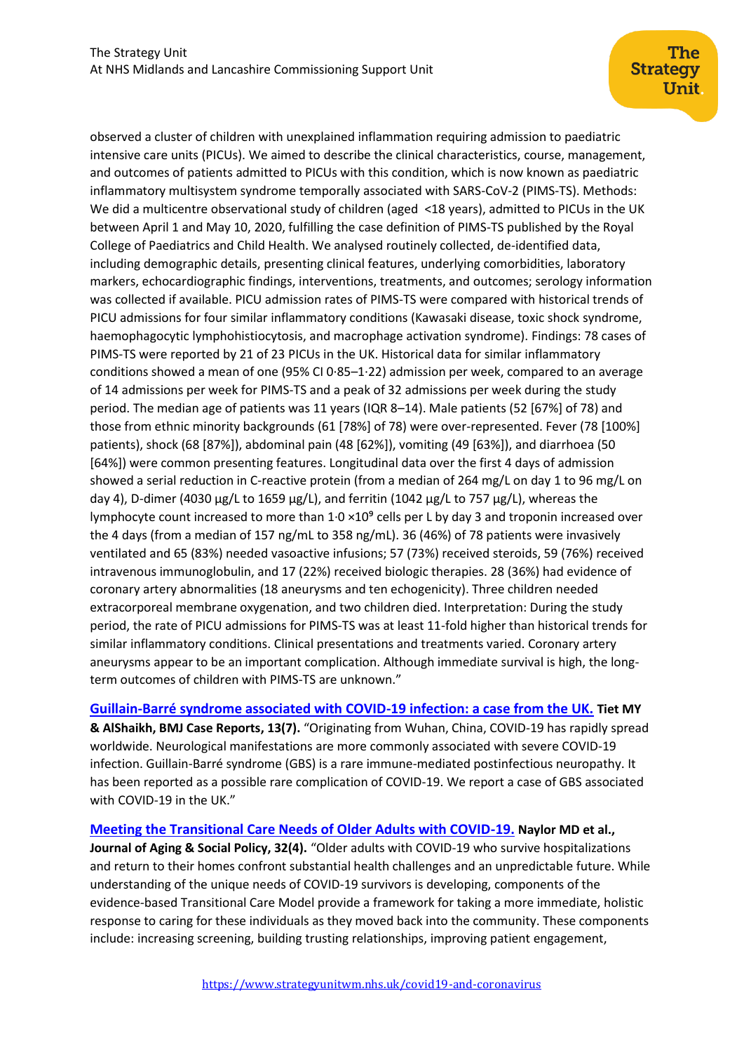observed a cluster of children with unexplained inflammation requiring admission to paediatric intensive care units (PICUs). We aimed to describe the clinical characteristics, course, management, and outcomes of patients admitted to PICUs with this condition, which is now known as paediatric inflammatory multisystem syndrome temporally associated with SARS-CoV-2 (PIMS-TS). Methods: We did a multicentre observational study of children (aged <18 years), admitted to PICUs in the UK between April 1 and May 10, 2020, fulfilling the case definition of PIMS-TS published by the Royal College of Paediatrics and Child Health. We analysed routinely collected, de-identified data, including demographic details, presenting clinical features, underlying comorbidities, laboratory markers, echocardiographic findings, interventions, treatments, and outcomes; serology information was collected if available. PICU admission rates of PIMS-TS were compared with historical trends of PICU admissions for four similar inflammatory conditions (Kawasaki disease, toxic shock syndrome, haemophagocytic lymphohistiocytosis, and macrophage activation syndrome). Findings: 78 cases of PIMS-TS were reported by 21 of 23 PICUs in the UK. Historical data for similar inflammatory conditions showed a mean of one (95% CI 0·85–1·22) admission per week, compared to an average of 14 admissions per week for PIMS-TS and a peak of 32 admissions per week during the study period. The median age of patients was 11 years (IQR 8–14). Male patients (52 [67%] of 78) and those from ethnic minority backgrounds (61 [78%] of 78) were over-represented. Fever (78 [100%] patients), shock (68 [87%]), abdominal pain (48 [62%]), vomiting (49 [63%]), and diarrhoea (50 [64%]) were common presenting features. Longitudinal data over the first 4 days of admission showed a serial reduction in C-reactive protein (from a median of 264 mg/L on day 1 to 96 mg/L on day 4), D-dimer (4030 μg/L to 1659 μg/L), and ferritin (1042 μg/L to 757 μg/L), whereas the lymphocyte count increased to more than $1·0 \times 10^9$ cells per L by day 3 and troponin increased over the 4 days (from a median of 157 ng/mL to 358 ng/mL). 36 (46%) of 78 patients were invasively ventilated and 65 (83%) needed vasoactive infusions; 57 (73%) received steroids, 59 (76%) received intravenous immunoglobulin, and 17 (22%) received biologic therapies. 28 (36%) had evidence of coronary artery abnormalities (18 aneurysms and ten echogenicity). Three children needed extracorporeal membrane oxygenation, and two children died. Interpretation: During the study period, the rate of PICU admissions for PIMS-TS was at least 11-fold higher than historical trends for similar inflammatory conditions. Clinical presentations and treatments varied. Coronary artery aneurysms appear to be an important complication. Although immediate survival is high, the long-term outcomes of children with PIMS-TS are unknown."

**Guillain-Barré syndrome associated with COVID-19 infection: a case from the UK.** **Tiet MY & AlShaikh, BMJ Case Reports, 13(7).** "Originating from Wuhan, China, COVID-19 has rapidly spread worldwide. Neurological manifestations are more commonly associated with severe COVID-19 infection. Guillain-Barré syndrome (GBS) is a rare immune-mediated postinfectious neuropathy. It has been reported as a possible rare complication of COVID-19. We report a case of GBS associated with COVID-19 in the UK."

**Meeting the Transitional Care Needs of Older Adults with COVID-19.** **Naylor MD et al., Journal of Aging & Social Policy, 32(4).** "Older adults with COVID-19 who survive hospitalizations and return to their homes confront substantial health challenges and an unpredictable future. While understanding of the unique needs of COVID-19 survivors is developing, components of the evidence-based Transitional Care Model provide a framework for taking a more immediate, holistic response to caring for these individuals as they moved back into the community. These components include: increasing screening, building trusting relationships, improving patient engagement,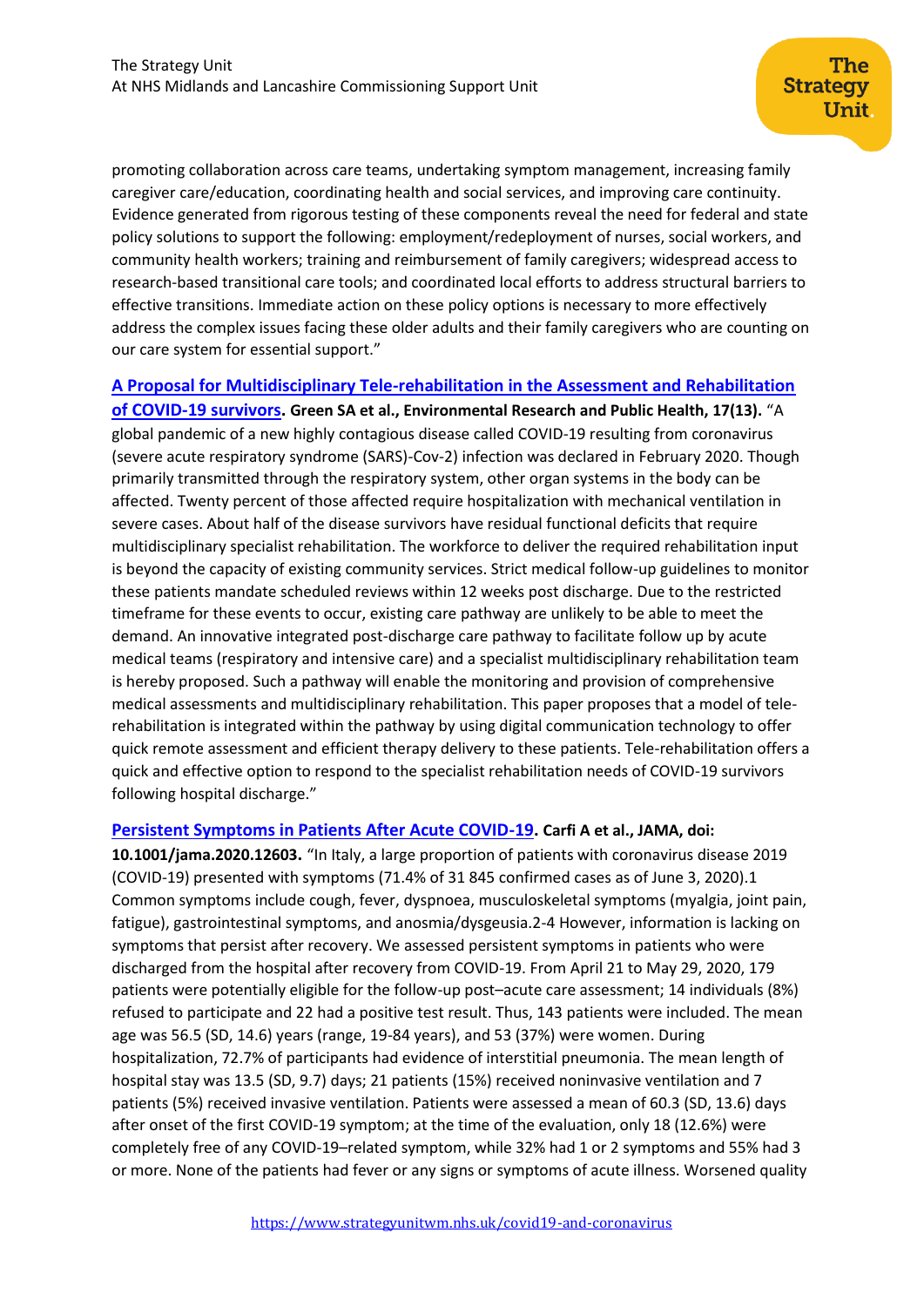promoting collaboration across care teams, undertaking symptom management, increasing family caregiver care/education, coordinating health and social services, and improving care continuity. Evidence generated from rigorous testing of these components reveal the need for federal and state policy solutions to support the following: employment/redeployment of nurses, social workers, and community health workers; training and reimbursement of family caregivers; widespread access to research-based transitional care tools; and coordinated local efforts to address structural barriers to effective transitions. Immediate action on these policy options is necessary to more effectively address the complex issues facing these older adults and their family caregivers who are counting on our care system for essential support."

**A Proposal for Multidisciplinary Tele-rehabilitation in the Assessment and Rehabilitation of COVID-19 survivors. Green SA et al., Environmental Research and Public Health, 17(13).** "A global pandemic of a new highly contagious disease called COVID-19 resulting from coronavirus (severe acute respiratory syndrome (SARS)-Cov-2) infection was declared in February 2020. Though primarily transmitted through the respiratory system, other organ systems in the body can be affected. Twenty percent of those affected require hospitalization with mechanical ventilation in severe cases. About half of the disease survivors have residual functional deficits that require multidisciplinary specialist rehabilitation. The workforce to deliver the required rehabilitation input is beyond the capacity of existing community services. Strict medical follow-up guidelines to monitor these patients mandate scheduled reviews within 12 weeks post discharge. Due to the restricted timeframe for these events to occur, existing care pathway are unlikely to be able to meet the demand. An innovative integrated post-discharge care pathway to facilitate follow up by acute medical teams (respiratory and intensive care) and a specialist multidisciplinary rehabilitation team is hereby proposed. Such a pathway will enable the monitoring and provision of comprehensive medical assessments and multidisciplinary rehabilitation. This paper proposes that a model of tele-rehabilitation is integrated within the pathway by using digital communication technology to offer quick remote assessment and efficient therapy delivery to these patients. Tele-rehabilitation offers a quick and effective option to respond to the specialist rehabilitation needs of COVID-19 survivors following hospital discharge."

**Persistent Symptoms in Patients After Acute COVID-19. Carfì A et al., JAMA, doi: 10.1001/jama.2020.12603.** "In Italy, a large proportion of patients with coronavirus disease 2019 (COVID-19) presented with symptoms (71.4% of 31 845 confirmed cases as of June 3, 2020).1 Common symptoms include cough, fever, dyspnoea, musculoskeletal symptoms (myalgia, joint pain, fatigue), gastrointestinal symptoms, and anosmia/dysgeusia.2-4 However, information is lacking on symptoms that persist after recovery. We assessed persistent symptoms in patients who were discharged from the hospital after recovery from COVID-19. From April 21 to May 29, 2020, 179 patients were potentially eligible for the follow-up post–acute care assessment; 14 individuals (8%) refused to participate and 22 had a positive test result. Thus, 143 patients were included. The mean age was 56.5 (SD, 14.6) years (range, 19-84 years), and 53 (37%) were women. During hospitalization, 72.7% of participants had evidence of interstitial pneumonia. The mean length of hospital stay was 13.5 (SD, 9.7) days; 21 patients (15%) received noninvasive ventilation and 7 patients (5%) received invasive ventilation. Patients were assessed a mean of 60.3 (SD, 13.6) days after onset of the first COVID-19 symptom; at the time of the evaluation, only 18 (12.6%) were completely free of any COVID-19–related symptom, while 32% had 1 or 2 symptoms and 55% had 3 or more. None of the patients had fever or any signs or symptoms of acute illness. Worsened quality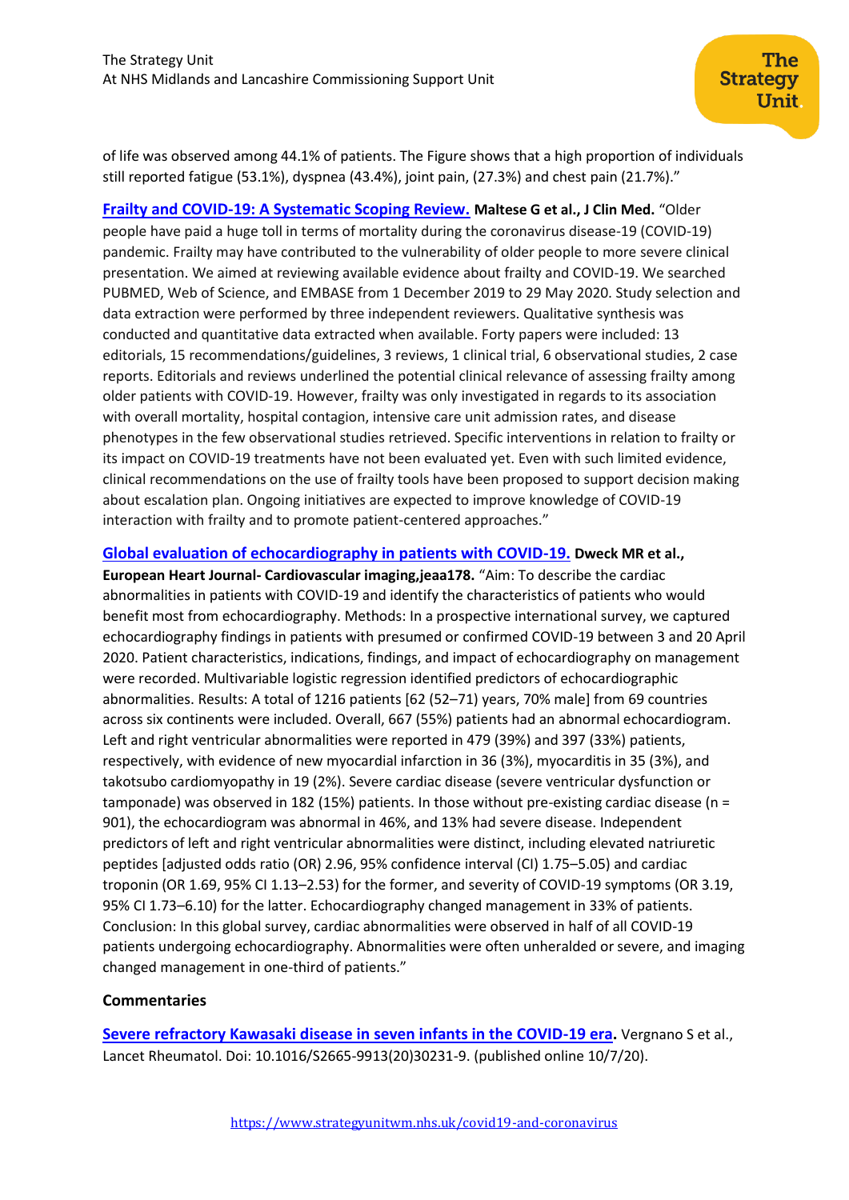of life was observed among 44.1% of patients. The Figure shows that a high proportion of individuals still reported fatigue (53.1%), dyspnea (43.4%), joint pain, (27.3%) and chest pain (21.7%)."

[Frailty and COVID-19: A Systematic Scoping Review.]() **Maltese G et al., J Clin Med.** "Older people have paid a huge toll in terms of mortality during the coronavirus disease-19 (COVID-19) pandemic. Frailty may have contributed to the vulnerability of older people to more severe clinical presentation. We aimed at reviewing available evidence about frailty and COVID-19. We searched PUBMED, Web of Science, and EMBASE from 1 December 2019 to 29 May 2020. Study selection and data extraction were performed by three independent reviewers. Qualitative synthesis was conducted and quantitative data extracted when available. Forty papers were included: 13 editorials, 15 recommendations/guidelines, 3 reviews, 1 clinical trial, 6 observational studies, 2 case reports. Editorials and reviews underlined the potential clinical relevance of assessing frailty among older patients with COVID-19. However, frailty was only investigated in regards to its association with overall mortality, hospital contagion, intensive care unit admission rates, and disease phenotypes in the few observational studies retrieved. Specific interventions in relation to frailty or its impact on COVID-19 treatments have not been evaluated yet. Even with such limited evidence, clinical recommendations on the use of frailty tools have been proposed to support decision making about escalation plan. Ongoing initiatives are expected to improve knowledge of COVID-19 interaction with frailty and to promote patient-centered approaches."

[Global evaluation of echocardiography in patients with COVID-19.]() **Dweck MR et al., European Heart Journal- Cardiovascular imaging,jeaa178.** "Aim: To describe the cardiac abnormalities in patients with COVID-19 and identify the characteristics of patients who would benefit most from echocardiography. Methods: In a prospective international survey, we captured echocardiography findings in patients with presumed or confirmed COVID-19 between 3 and 20 April 2020. Patient characteristics, indications, findings, and impact of echocardiography on management were recorded. Multivariable logistic regression identified predictors of echocardiographic abnormalities. Results: A total of 1216 patients [62 (52–71) years, 70% male] from 69 countries across six continents were included. Overall, 667 (55%) patients had an abnormal echocardiogram. Left and right ventricular abnormalities were reported in 479 (39%) and 397 (33%) patients, respectively, with evidence of new myocardial infarction in 36 (3%), myocarditis in 35 (3%), and takotsubo cardiomyopathy in 19 (2%). Severe cardiac disease (severe ventricular dysfunction or tamponade) was observed in 182 (15%) patients. In those without pre-existing cardiac disease (n = 901), the echocardiogram was abnormal in 46%, and 13% had severe disease. Independent predictors of left and right ventricular abnormalities were distinct, including elevated natriuretic peptides [adjusted odds ratio (OR) 2.96, 95% confidence interval (CI) 1.75–5.05) and cardiac troponin (OR 1.69, 95% CI 1.13–2.53) for the former, and severity of COVID-19 symptoms (OR 3.19, 95% CI 1.73–6.10) for the latter. Echocardiography changed management in 33% of patients. Conclusion: In this global survey, cardiac abnormalities were observed in half of all COVID-19 patients undergoing echocardiography. Abnormalities were often unheralded or severe, and imaging changed management in one-third of patients."

**Commentaries**

[Severe refractory Kawasaki disease in seven infants in the COVID-19 era](). Vergnano S et al., Lancet Rheumatol. Doi: 10.1016/S2665-9913(20)30231-9. (published online 10/7/20).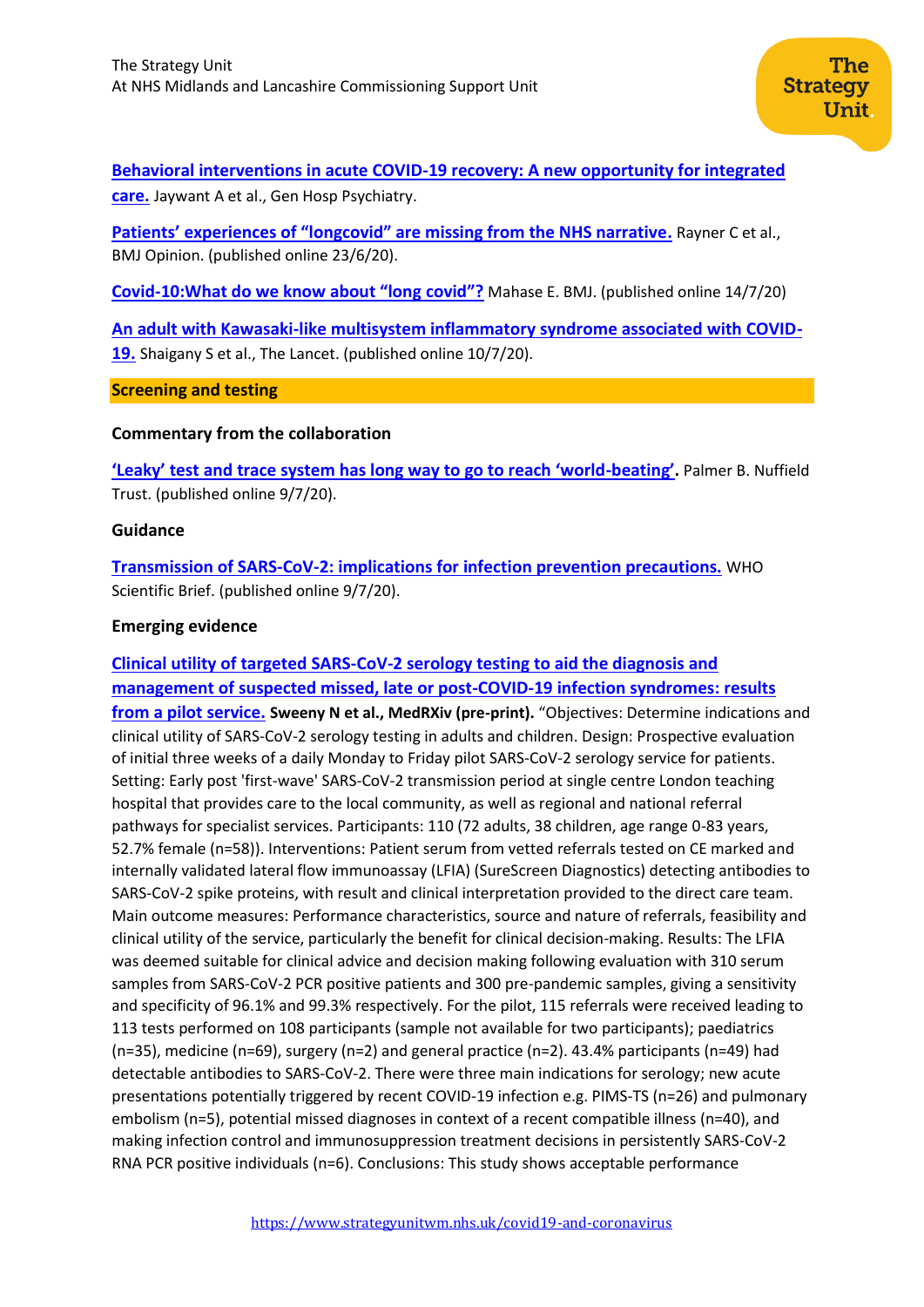**Behavioral interventions in acute COVID-19 recovery: A new opportunity for integrated care.** Jaywant A et al., Gen Hosp Psychiatry.

**Patients' experiences of "longcovid" are missing from the NHS narrative.** Rayner C et al., BMJ Opinion. (published online 23/6/20).

**Covid-10:What do we know about "long covid"?** Mahase E. BMJ. (published online 14/7/20)

**An adult with Kawasaki-like multisystem inflammatory syndrome associated with COVID-19.** Shaigany S et al., The Lancet. (published online 10/7/20).

## Screening and testing

### Commentary from the collaboration

**'Leaky' test and trace system has long way to go to reach 'world-beating'.** Palmer B. Nuffield Trust. (published online 9/7/20).

### Guidance

**Transmission of SARS-CoV-2: implications for infection prevention precautions.** WHO Scientific Brief. (published online 9/7/20).

### Emerging evidence

**Clinical utility of targeted SARS-CoV-2 serology testing to aid the diagnosis and management of suspected missed, late or post-COVID-19 infection syndromes: results from a pilot service. Sweeny N et al., MedRXiv (pre-print).** "Objectives: Determine indications and clinical utility of SARS-CoV-2 serology testing in adults and children. Design: Prospective evaluation of initial three weeks of a daily Monday to Friday pilot SARS-CoV-2 serology service for patients. Setting: Early post 'first-wave' SARS-CoV-2 transmission period at single centre London teaching hospital that provides care to the local community, as well as regional and national referral pathways for specialist services. Participants: 110 (72 adults, 38 children, age range 0-83 years, 52.7% female (n=58)). Interventions: Patient serum from vetted referrals tested on CE marked and internally validated lateral flow immunoassay (LFIA) (SureScreen Diagnostics) detecting antibodies to SARS-CoV-2 spike proteins, with result and clinical interpretation provided to the direct care team. Main outcome measures: Performance characteristics, source and nature of referrals, feasibility and clinical utility of the service, particularly the benefit for clinical decision-making. Results: The LFIA was deemed suitable for clinical advice and decision making following evaluation with 310 serum samples from SARS-CoV-2 PCR positive patients and 300 pre-pandemic samples, giving a sensitivity and specificity of 96.1% and 99.3% respectively. For the pilot, 115 referrals were received leading to 113 tests performed on 108 participants (sample not available for two participants); paediatrics (n=35), medicine (n=69), surgery (n=2) and general practice (n=2). 43.4% participants (n=49) had detectable antibodies to SARS-CoV-2. There were three main indications for serology; new acute presentations potentially triggered by recent COVID-19 infection e.g. PIMS-TS (n=26) and pulmonary embolism (n=5), potential missed diagnoses in context of a recent compatible illness (n=40), and making infection control and immunosuppression treatment decisions in persistently SARS-CoV-2 RNA PCR positive individuals (n=6). Conclusions: This study shows acceptable performance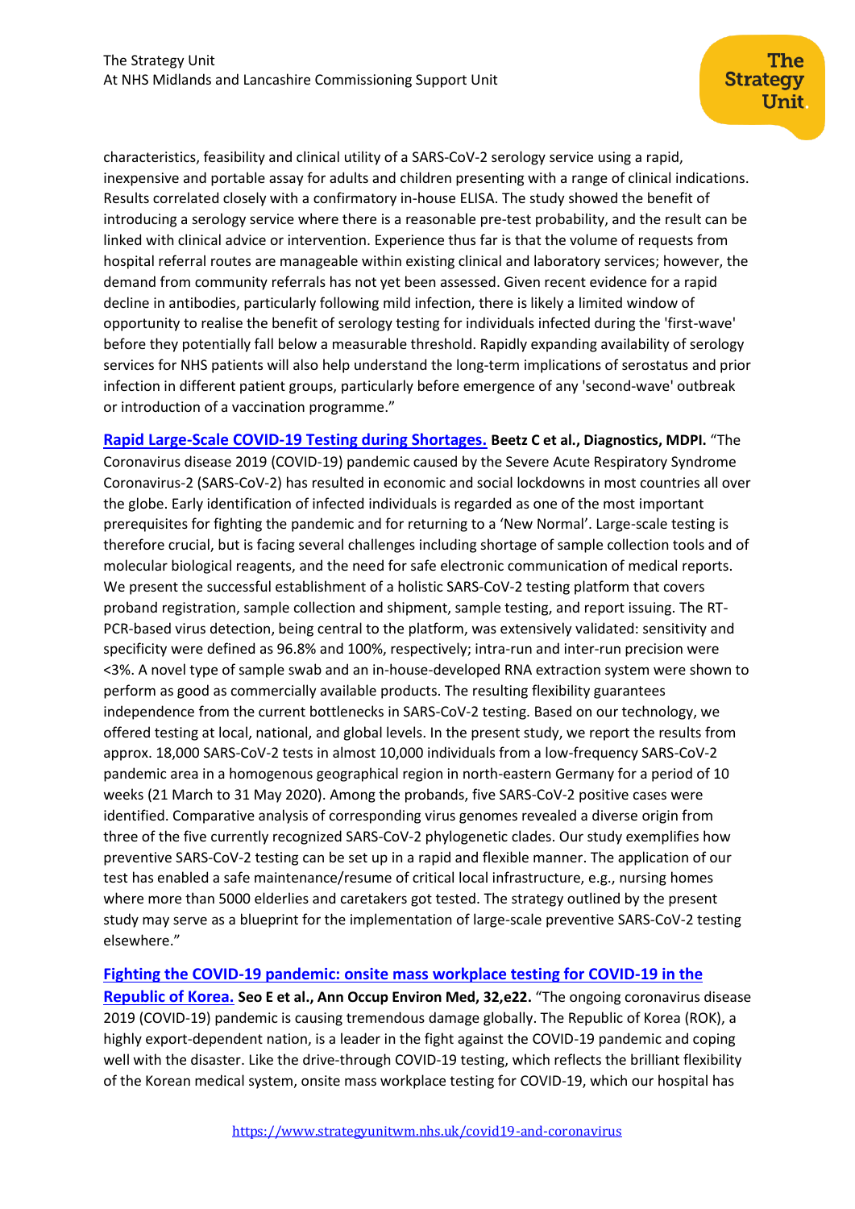characteristics, feasibility and clinical utility of a SARS-CoV-2 serology service using a rapid, inexpensive and portable assay for adults and children presenting with a range of clinical indications. Results correlated closely with a confirmatory in-house ELISA. The study showed the benefit of introducing a serology service where there is a reasonable pre-test probability, and the result can be linked with clinical advice or intervention. Experience thus far is that the volume of requests from hospital referral routes are manageable within existing clinical and laboratory services; however, the demand from community referrals has not yet been assessed. Given recent evidence for a rapid decline in antibodies, particularly following mild infection, there is likely a limited window of opportunity to realise the benefit of serology testing for individuals infected during the 'first-wave' before they potentially fall below a measurable threshold. Rapidly expanding availability of serology services for NHS patients will also help understand the long-term implications of serostatus and prior infection in different patient groups, particularly before emergence of any 'second-wave' outbreak or introduction of a vaccination programme."

**Rapid Large-Scale COVID-19 Testing during Shortages.** **Beetz C et al., Diagnostics, MDPI.** "The Coronavirus disease 2019 (COVID-19) pandemic caused by the Severe Acute Respiratory Syndrome Coronavirus-2 (SARS-CoV-2) has resulted in economic and social lockdowns in most countries all over the globe. Early identification of infected individuals is regarded as one of the most important prerequisites for fighting the pandemic and for returning to a 'New Normal'. Large-scale testing is therefore crucial, but is facing several challenges including shortage of sample collection tools and of molecular biological reagents, and the need for safe electronic communication of medical reports. We present the successful establishment of a holistic SARS-CoV-2 testing platform that covers proband registration, sample collection and shipment, sample testing, and report issuing. The RT-PCR-based virus detection, being central to the platform, was extensively validated: sensitivity and specificity were defined as 96.8% and 100%, respectively; intra-run and inter-run precision were <3%. A novel type of sample swab and an in-house-developed RNA extraction system were shown to perform as good as commercially available products. The resulting flexibility guarantees independence from the current bottlenecks in SARS-CoV-2 testing. Based on our technology, we offered testing at local, national, and global levels. In the present study, we report the results from approx. 18,000 SARS-CoV-2 tests in almost 10,000 individuals from a low-frequency SARS-CoV-2 pandemic area in a homogenous geographical region in north-eastern Germany for a period of 10 weeks (21 March to 31 May 2020). Among the probands, five SARS-CoV-2 positive cases were identified. Comparative analysis of corresponding virus genomes revealed a diverse origin from three of the five currently recognized SARS-CoV-2 phylogenetic clades. Our study exemplifies how preventive SARS-CoV-2 testing can be set up in a rapid and flexible manner. The application of our test has enabled a safe maintenance/resume of critical local infrastructure, e.g., nursing homes where more than 5000 elderlies and caretakers got tested. The strategy outlined by the present study may serve as a blueprint for the implementation of large-scale preventive SARS-CoV-2 testing elsewhere."

**Fighting the COVID-19 pandemic: onsite mass workplace testing for COVID-19 in the Republic of Korea.** **Seo E et al., Ann Occup Environ Med, 32,e22.** "The ongoing coronavirus disease 2019 (COVID-19) pandemic is causing tremendous damage globally. The Republic of Korea (ROK), a highly export-dependent nation, is a leader in the fight against the COVID-19 pandemic and coping well with the disaster. Like the drive-through COVID-19 testing, which reflects the brilliant flexibility of the Korean medical system, onsite mass workplace testing for COVID-19, which our hospital has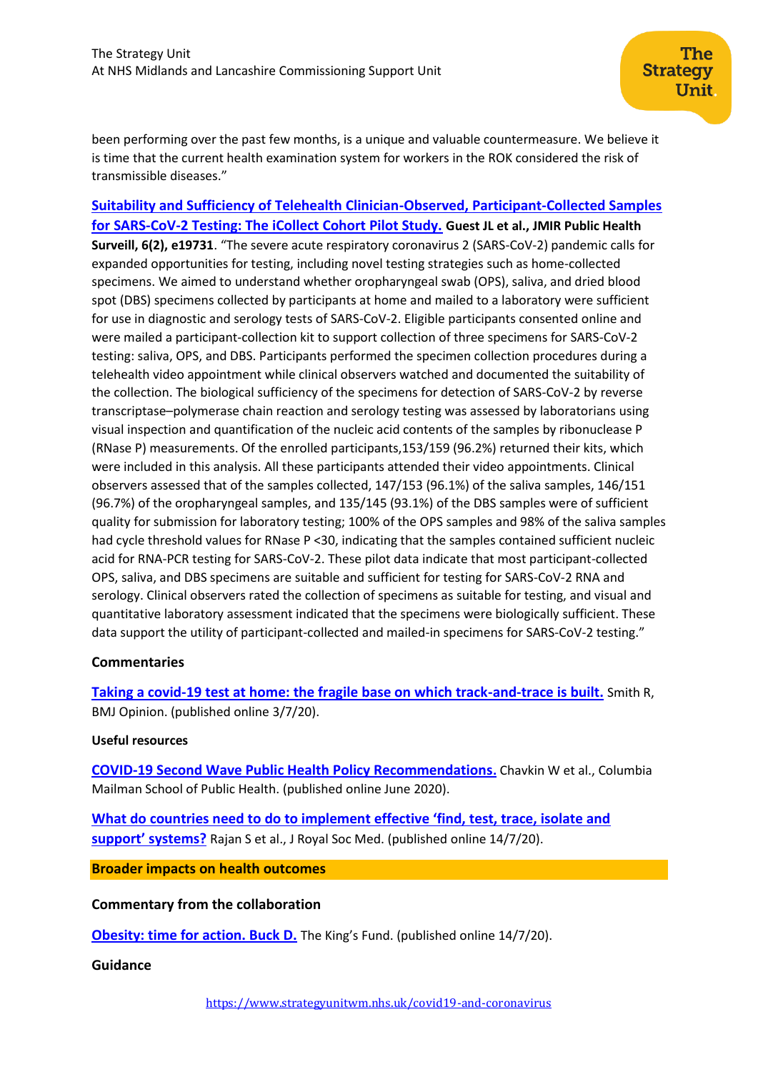been performing over the past few months, is a unique and valuable countermeasure. We believe it is time that the current health examination system for workers in the ROK considered the risk of transmissible diseases."

**Suitability and Sufficiency of Telehealth Clinician-Observed, Participant-Collected Samples for SARS-CoV-2 Testing: The iCollect Cohort Pilot Study.** **Guest JL et al., JMIR Public Health Surveill, 6(2), e19731**. "The severe acute respiratory coronavirus 2 (SARS-CoV-2) pandemic calls for expanded opportunities for testing, including novel testing strategies such as home-collected specimens. We aimed to understand whether oropharyngeal swab (OPS), saliva, and dried blood spot (DBS) specimens collected by participants at home and mailed to a laboratory were sufficient for use in diagnostic and serology tests of SARS-CoV-2. Eligible participants consented online and were mailed a participant-collection kit to support collection of three specimens for SARS-CoV-2 testing: saliva, OPS, and DBS. Participants performed the specimen collection procedures during a telehealth video appointment while clinical observers watched and documented the suitability of the collection. The biological sufficiency of the specimens for detection of SARS-CoV-2 by reverse transcriptase–polymerase chain reaction and serology testing was assessed by laboratorians using visual inspection and quantification of the nucleic acid contents of the samples by ribonuclease P (RNase P) measurements. Of the enrolled participants,153/159 (96.2%) returned their kits, which were included in this analysis. All these participants attended their video appointments. Clinical observers assessed that of the samples collected, 147/153 (96.1%) of the saliva samples, 146/151 (96.7%) of the oropharyngeal samples, and 135/145 (93.1%) of the DBS samples were of sufficient quality for submission for laboratory testing; 100% of the OPS samples and 98% of the saliva samples had cycle threshold values for RNase P <30, indicating that the samples contained sufficient nucleic acid for RNA-PCR testing for SARS-CoV-2. These pilot data indicate that most participant-collected OPS, saliva, and DBS specimens are suitable and sufficient for testing for SARS-CoV-2 RNA and serology. Clinical observers rated the collection of specimens as suitable for testing, and visual and quantitative laboratory assessment indicated that the specimens were biologically sufficient. These data support the utility of participant-collected and mailed-in specimens for SARS-CoV-2 testing."

### Commentaries

**Taking a covid-19 test at home: the fragile base on which track-and-trace is built.** Smith R, BMJ Opinion. (published online 3/7/20).

#### Useful resources

**COVID-19 Second Wave Public Health Policy Recommendations.** Chavkin W et al., Columbia Mailman School of Public Health. (published online June 2020).

**What do countries need to do to implement effective 'find, test, trace, isolate and support' systems?** Rajan S et al., J Royal Soc Med. (published online 14/7/20).

## Broader impacts on health outcomes

### Commentary from the collaboration

**Obesity: time for action. Buck D.** The King's Fund. (published online 14/7/20).

### Guidance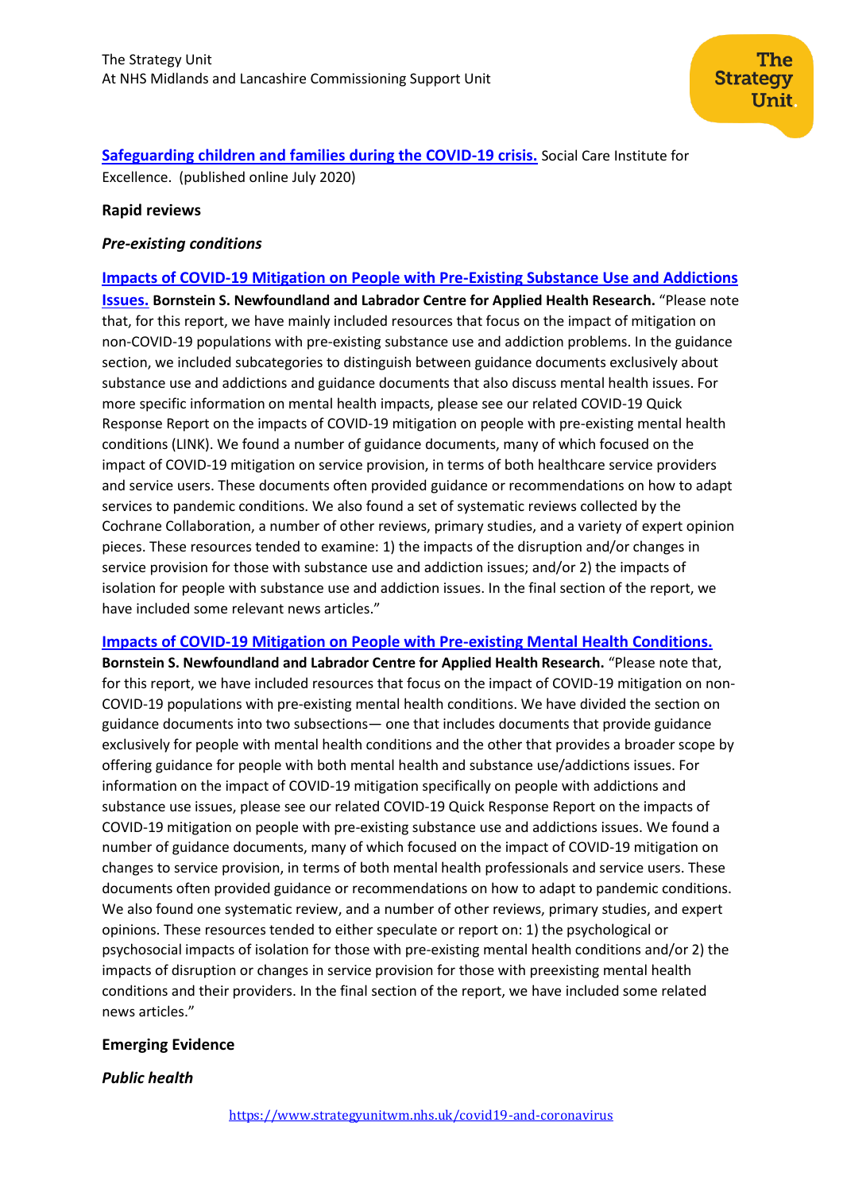**Safeguarding children and families during the COVID-19 crisis.** Social Care Institute for Excellence. (published online July 2020)

**Rapid reviews**

***Pre-existing conditions***

**Impacts of COVID-19 Mitigation on People with Pre-Existing Substance Use and Addictions Issues.** **Bornstein S. Newfoundland and Labrador Centre for Applied Health Research.** "Please note that, for this report, we have mainly included resources that focus on the impact of mitigation on non-COVID-19 populations with pre-existing substance use and addiction problems. In the guidance section, we included subcategories to distinguish between guidance documents exclusively about substance use and addictions and guidance documents that also discuss mental health issues. For more specific information on mental health impacts, please see our related COVID-19 Quick Response Report on the impacts of COVID-19 mitigation on people with pre-existing mental health conditions (LINK). We found a number of guidance documents, many of which focused on the impact of COVID-19 mitigation on service provision, in terms of both healthcare service providers and service users. These documents often provided guidance or recommendations on how to adapt services to pandemic conditions. We also found a set of systematic reviews collected by the Cochrane Collaboration, a number of other reviews, primary studies, and a variety of expert opinion pieces. These resources tended to examine: 1) the impacts of the disruption and/or changes in service provision for those with substance use and addiction issues; and/or 2) the impacts of isolation for people with substance use and addiction issues. In the final section of the report, we have included some relevant news articles."

**Impacts of COVID-19 Mitigation on People with Pre-existing Mental Health Conditions.** **Bornstein S. Newfoundland and Labrador Centre for Applied Health Research.** "Please note that, for this report, we have included resources that focus on the impact of COVID-19 mitigation on non-COVID-19 populations with pre-existing mental health conditions. We have divided the section on guidance documents into two subsections— one that includes documents that provide guidance exclusively for people with mental health conditions and the other that provides a broader scope by offering guidance for people with both mental health and substance use/addictions issues. For information on the impact of COVID-19 mitigation specifically on people with addictions and substance use issues, please see our related COVID-19 Quick Response Report on the impacts of COVID-19 mitigation on people with pre-existing substance use and addictions issues. We found a number of guidance documents, many of which focused on the impact of COVID-19 mitigation on changes to service provision, in terms of both mental health professionals and service users. These documents often provided guidance or recommendations on how to adapt to pandemic conditions. We also found one systematic review, and a number of other reviews, primary studies, and expert opinions. These resources tended to either speculate or report on: 1) the psychological or psychosocial impacts of isolation for those with pre-existing mental health conditions and/or 2) the impacts of disruption or changes in service provision for those with preexisting mental health conditions and their providers. In the final section of the report, we have included some related news articles."

**Emerging Evidence**

***Public health***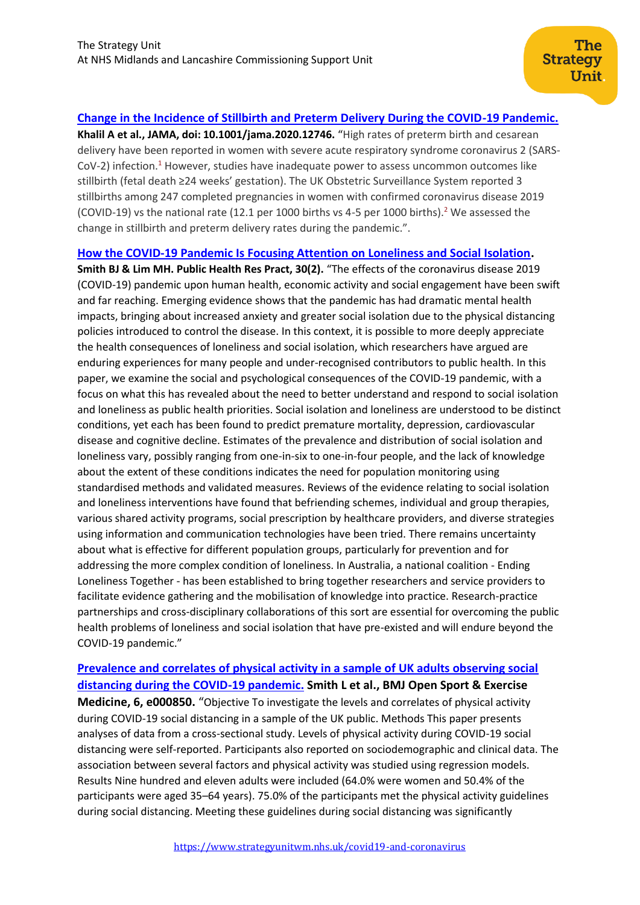[Change in the Incidence of Stillbirth and Preterm Delivery During the COVID-19 Pandemic.](#) **Khalil A et al., JAMA, doi: 10.1001/jama.2020.12746.** "High rates of preterm birth and cesarean delivery have been reported in women with severe acute respiratory syndrome coronavirus 2 (SARS-CoV-2) infection.[1] However, studies have inadequate power to assess uncommon outcomes like stillbirth (fetal death ≥24 weeks' gestation). The UK Obstetric Surveillance System reported 3 stillbirths among 247 completed pregnancies in women with confirmed coronavirus disease 2019 (COVID-19) vs the national rate (12.1 per 1000 births vs 4-5 per 1000 births).[2] We assessed the change in stillbirth and preterm delivery rates during the pandemic.".

[How the COVID-19 Pandemic Is Focusing Attention on Loneliness and Social Isolation](#). **Smith BJ & Lim MH. Public Health Res Pract, 30(2).** "The effects of the coronavirus disease 2019 (COVID-19) pandemic upon human health, economic activity and social engagement have been swift and far reaching. Emerging evidence shows that the pandemic has had dramatic mental health impacts, bringing about increased anxiety and greater social isolation due to the physical distancing policies introduced to control the disease. In this context, it is possible to more deeply appreciate the health consequences of loneliness and social isolation, which researchers have argued are enduring experiences for many people and under-recognised contributors to public health. In this paper, we examine the social and psychological consequences of the COVID-19 pandemic, with a focus on what this has revealed about the need to better understand and respond to social isolation and loneliness as public health priorities. Social isolation and loneliness are understood to be distinct conditions, yet each has been found to predict premature mortality, depression, cardiovascular disease and cognitive decline. Estimates of the prevalence and distribution of social isolation and loneliness vary, possibly ranging from one-in-six to one-in-four people, and the lack of knowledge about the extent of these conditions indicates the need for population monitoring using standardised methods and validated measures. Reviews of the evidence relating to social isolation and loneliness interventions have found that befriending schemes, individual and group therapies, various shared activity programs, social prescription by healthcare providers, and diverse strategies using information and communication technologies have been tried. There remains uncertainty about what is effective for different population groups, particularly for prevention and for addressing the more complex condition of loneliness. In Australia, a national coalition - Ending Loneliness Together - has been established to bring together researchers and service providers to facilitate evidence gathering and the mobilisation of knowledge into practice. Research-practice partnerships and cross-disciplinary collaborations of this sort are essential for overcoming the public health problems of loneliness and social isolation that have pre-existed and will endure beyond the COVID-19 pandemic."

[Prevalence and correlates of physical activity in a sample of UK adults observing social distancing during the COVID-19 pandemic.](#) **Smith L et al., BMJ Open Sport & Exercise Medicine, 6, e000850.** "Objective To investigate the levels and correlates of physical activity during COVID-19 social distancing in a sample of the UK public. Methods This paper presents analyses of data from a cross-sectional study. Levels of physical activity during COVID-19 social distancing were self-reported. Participants also reported on sociodemographic and clinical data. The association between several factors and physical activity was studied using regression models. Results Nine hundred and eleven adults were included (64.0% were women and 50.4% of the participants were aged 35–64 years). 75.0% of the participants met the physical activity guidelines during social distancing. Meeting these guidelines during social distancing was significantly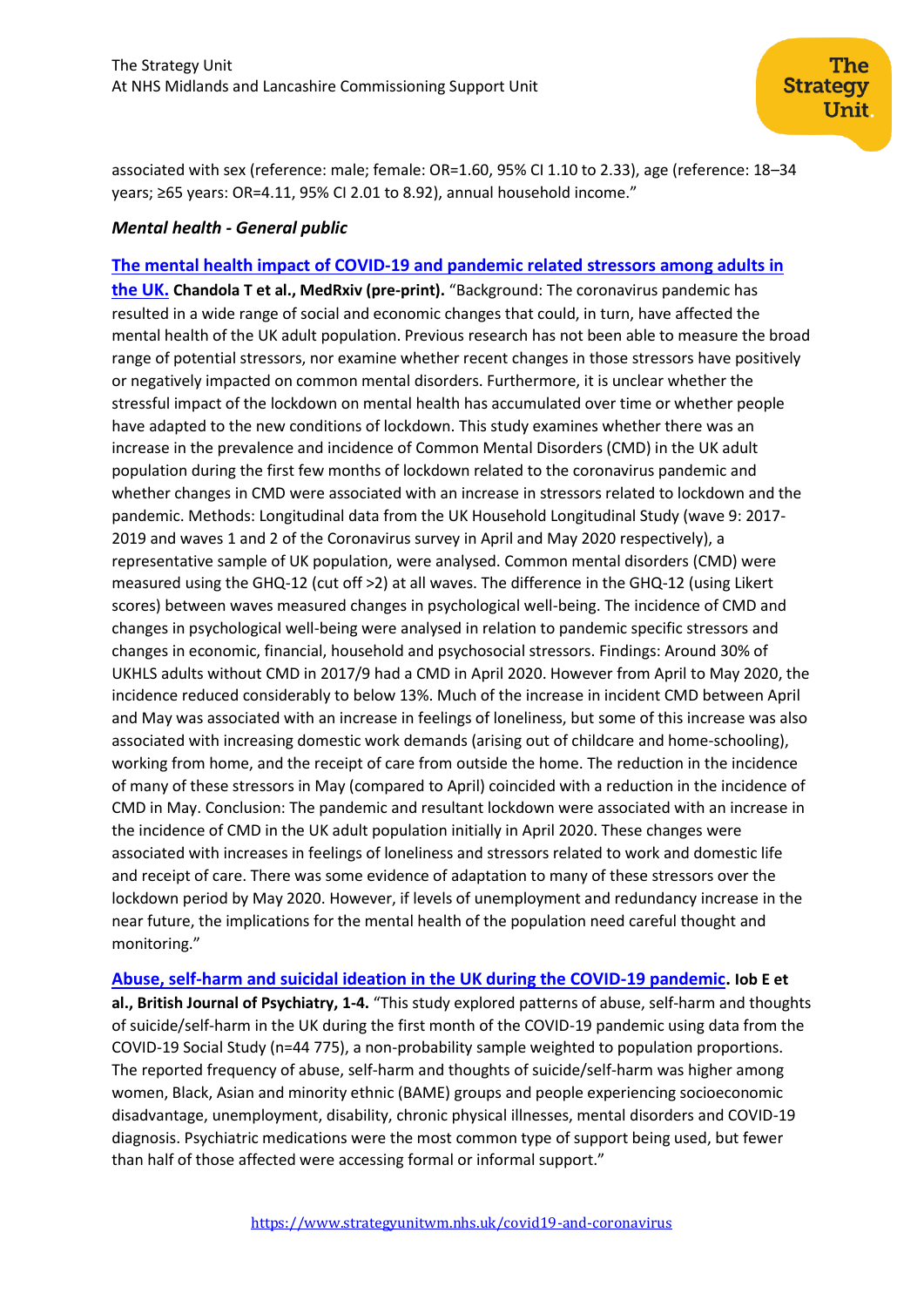associated with sex (reference: male; female: OR=1.60, 95% CI 1.10 to 2.33), age (reference: 18–34 years; ≥65 years: OR=4.11, 95% CI 2.01 to 8.92), annual household income."

***Mental health - General public***

**The mental health impact of COVID-19 and pandemic related stressors among adults in the UK. Chandola T et al., MedRxiv (pre-print).** "Background: The coronavirus pandemic has resulted in a wide range of social and economic changes that could, in turn, have affected the mental health of the UK adult population. Previous research has not been able to measure the broad range of potential stressors, nor examine whether recent changes in those stressors have positively or negatively impacted on common mental disorders. Furthermore, it is unclear whether the stressful impact of the lockdown on mental health has accumulated over time or whether people have adapted to the new conditions of lockdown. This study examines whether there was an increase in the prevalence and incidence of Common Mental Disorders (CMD) in the UK adult population during the first few months of lockdown related to the coronavirus pandemic and whether changes in CMD were associated with an increase in stressors related to lockdown and the pandemic. Methods: Longitudinal data from the UK Household Longitudinal Study (wave 9: 2017-2019 and waves 1 and 2 of the Coronavirus survey in April and May 2020 respectively), a representative sample of UK population, were analysed. Common mental disorders (CMD) were measured using the GHQ-12 (cut off >2) at all waves. The difference in the GHQ-12 (using Likert scores) between waves measured changes in psychological well-being. The incidence of CMD and changes in psychological well-being were analysed in relation to pandemic specific stressors and changes in economic, financial, household and psychosocial stressors. Findings: Around 30% of UKHLS adults without CMD in 2017/9 had a CMD in April 2020. However from April to May 2020, the incidence reduced considerably to below 13%. Much of the increase in incident CMD between April and May was associated with an increase in feelings of loneliness, but some of this increase was also associated with increasing domestic work demands (arising out of childcare and home-schooling), working from home, and the receipt of care from outside the home. The reduction in the incidence of many of these stressors in May (compared to April) coincided with a reduction in the incidence of CMD in May. Conclusion: The pandemic and resultant lockdown were associated with an increase in the incidence of CMD in the UK adult population initially in April 2020. These changes were associated with increases in feelings of loneliness and stressors related to work and domestic life and receipt of care. There was some evidence of adaptation to many of these stressors over the lockdown period by May 2020. However, if levels of unemployment and redundancy increase in the near future, the implications for the mental health of the population need careful thought and monitoring."

**Abuse, self-harm and suicidal ideation in the UK during the COVID-19 pandemic. Iob E et al., British Journal of Psychiatry, 1-4.** "This study explored patterns of abuse, self-harm and thoughts of suicide/self-harm in the UK during the first month of the COVID-19 pandemic using data from the COVID-19 Social Study (n=44 775), a non-probability sample weighted to population proportions. The reported frequency of abuse, self-harm and thoughts of suicide/self-harm was higher among women, Black, Asian and minority ethnic (BAME) groups and people experiencing socioeconomic disadvantage, unemployment, disability, chronic physical illnesses, mental disorders and COVID-19 diagnosis. Psychiatric medications were the most common type of support being used, but fewer than half of those affected were accessing formal or informal support."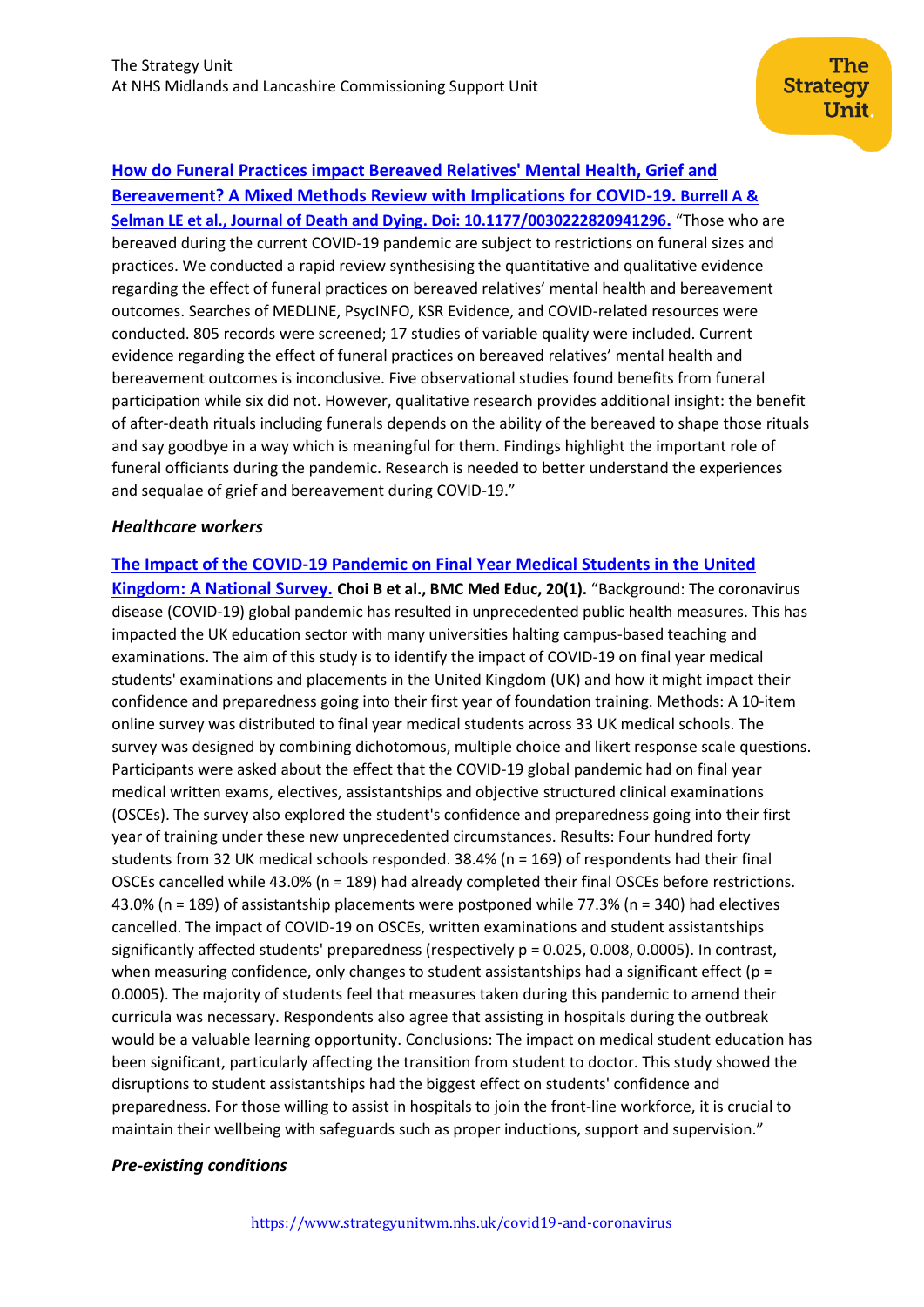**[How do Funeral Practices impact Bereaved Relatives' Mental Health, Grief and Bereavement? A Mixed Methods Review with Implications for COVID-19.](#) Burrell A & Selman LE et al., Journal of Death and Dying. Doi: 10.1177/0030222820941296.** "Those who are bereaved during the current COVID-19 pandemic are subject to restrictions on funeral sizes and practices. We conducted a rapid review synthesising the quantitative and qualitative evidence regarding the effect of funeral practices on bereaved relatives' mental health and bereavement outcomes. Searches of MEDLINE, PsycINFO, KSR Evidence, and COVID-related resources were conducted. 805 records were screened; 17 studies of variable quality were included. Current evidence regarding the effect of funeral practices on bereaved relatives' mental health and bereavement outcomes is inconclusive. Five observational studies found benefits from funeral participation while six did not. However, qualitative research provides additional insight: the benefit of after-death rituals including funerals depends on the ability of the bereaved to shape those rituals and say goodbye in a way which is meaningful for them. Findings highlight the important role of funeral officiants during the pandemic. Research is needed to better understand the experiences and sequalae of grief and bereavement during COVID-19."

***Healthcare workers***

**[The Impact of the COVID-19 Pandemic on Final Year Medical Students in the United Kingdom: A National Survey.](#) Choi B et al., BMC Med Educ, 20(1).** "Background: The coronavirus disease (COVID-19) global pandemic has resulted in unprecedented public health measures. This has impacted the UK education sector with many universities halting campus-based teaching and examinations. The aim of this study is to identify the impact of COVID-19 on final year medical students' examinations and placements in the United Kingdom (UK) and how it might impact their confidence and preparedness going into their first year of foundation training. Methods: A 10-item online survey was distributed to final year medical students across 33 UK medical schools. The survey was designed by combining dichotomous, multiple choice and likert response scale questions. Participants were asked about the effect that the COVID-19 global pandemic had on final year medical written exams, electives, assistantships and objective structured clinical examinations (OSCEs). The survey also explored the student's confidence and preparedness going into their first year of training under these new unprecedented circumstances. Results: Four hundred forty students from 32 UK medical schools responded. 38.4% ($n = 169$) of respondents had their final OSCEs cancelled while 43.0% ($n = 189$) had already completed their final OSCEs before restrictions. 43.0% ($n = 189$) of assistantship placements were postponed while 77.3% ($n = 340$) had electives cancelled. The impact of COVID-19 on OSCEs, written examinations and student assistantships significantly affected students' preparedness (respectively $p = 0.025$, $0.008$, $0.0005$). In contrast, when measuring confidence, only changes to student assistantships had a significant effect ($p = 0.0005$). The majority of students feel that measures taken during this pandemic to amend their curricula was necessary. Respondents also agree that assisting in hospitals during the outbreak would be a valuable learning opportunity. Conclusions: The impact on medical student education has been significant, particularly affecting the transition from student to doctor. This study showed the disruptions to student assistantships had the biggest effect on students' confidence and preparedness. For those willing to assist in hospitals to join the front-line workforce, it is crucial to maintain their wellbeing with safeguards such as proper inductions, support and supervision."

***Pre-existing conditions***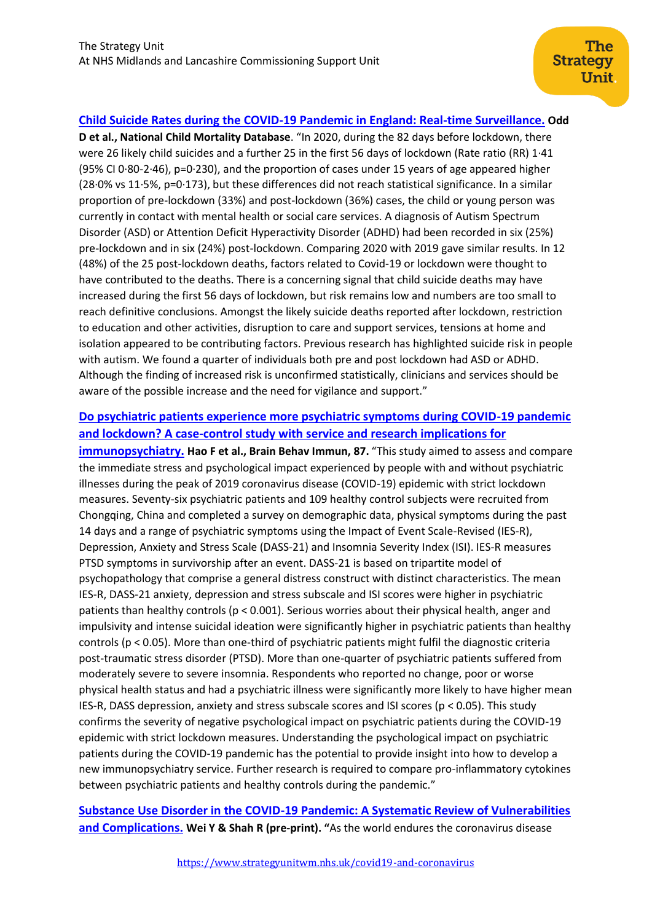**Child Suicide Rates during the COVID-19 Pandemic in England: Real-time Surveillance.** **Odd D et al., National Child Mortality Database**. "In 2020, during the 82 days before lockdown, there were 26 likely child suicides and a further 25 in the first 56 days of lockdown (Rate ratio (RR) 1·41 (95% CI 0·80-2·46), p=0·230), and the proportion of cases under 15 years of age appeared higher (28·0% vs 11·5%, p=0·173), but these differences did not reach statistical significance. In a similar proportion of pre-lockdown (33%) and post-lockdown (36%) cases, the child or young person was currently in contact with mental health or social care services. A diagnosis of Autism Spectrum Disorder (ASD) or Attention Deficit Hyperactivity Disorder (ADHD) had been recorded in six (25%) pre-lockdown and in six (24%) post-lockdown. Comparing 2020 with 2019 gave similar results. In 12 (48%) of the 25 post-lockdown deaths, factors related to Covid-19 or lockdown were thought to have contributed to the deaths. There is a concerning signal that child suicide deaths may have increased during the first 56 days of lockdown, but risk remains low and numbers are too small to reach definitive conclusions. Amongst the likely suicide deaths reported after lockdown, restriction to education and other activities, disruption to care and support services, tensions at home and isolation appeared to be contributing factors. Previous research has highlighted suicide risk in people with autism. We found a quarter of individuals both pre and post lockdown had ASD or ADHD. Although the finding of increased risk is unconfirmed statistically, clinicians and services should be aware of the possible increase and the need for vigilance and support."

**Do psychiatric patients experience more psychiatric symptoms during COVID-19 pandemic and lockdown? A case-control study with service and research implications for immunopsychiatry.** **Hao F et al., Brain Behav Immun, 87.** "This study aimed to assess and compare the immediate stress and psychological impact experienced by people with and without psychiatric illnesses during the peak of 2019 coronavirus disease (COVID-19) epidemic with strict lockdown measures. Seventy-six psychiatric patients and 109 healthy control subjects were recruited from Chongqing, China and completed a survey on demographic data, physical symptoms during the past 14 days and a range of psychiatric symptoms using the Impact of Event Scale-Revised (IES-R), Depression, Anxiety and Stress Scale (DASS-21) and Insomnia Severity Index (ISI). IES-R measures PTSD symptoms in survivorship after an event. DASS-21 is based on tripartite model of psychopathology that comprise a general distress construct with distinct characteristics. The mean IES-R, DASS-21 anxiety, depression and stress subscale and ISI scores were higher in psychiatric patients than healthy controls ($p < 0.001$). Serious worries about their physical health, anger and impulsivity and intense suicidal ideation were significantly higher in psychiatric patients than healthy controls ($p < 0.05$). More than one-third of psychiatric patients might fulfil the diagnostic criteria post-traumatic stress disorder (PTSD). More than one-quarter of psychiatric patients suffered from moderately severe to severe insomnia. Respondents who reported no change, poor or worse physical health status and had a psychiatric illness were significantly more likely to have higher mean IES-R, DASS depression, anxiety and stress subscale scores and ISI scores ($p < 0.05$). This study confirms the severity of negative psychological impact on psychiatric patients during the COVID-19 epidemic with strict lockdown measures. Understanding the psychological impact on psychiatric patients during the COVID-19 pandemic has the potential to provide insight into how to develop a new immunopsychiatry service. Further research is required to compare pro-inflammatory cytokines between psychiatric patients and healthy controls during the pandemic."

**Substance Use Disorder in the COVID-19 Pandemic: A Systematic Review of Vulnerabilities and Complications.** **Wei Y & Shah R (pre-print).** "As the world endures the coronavirus disease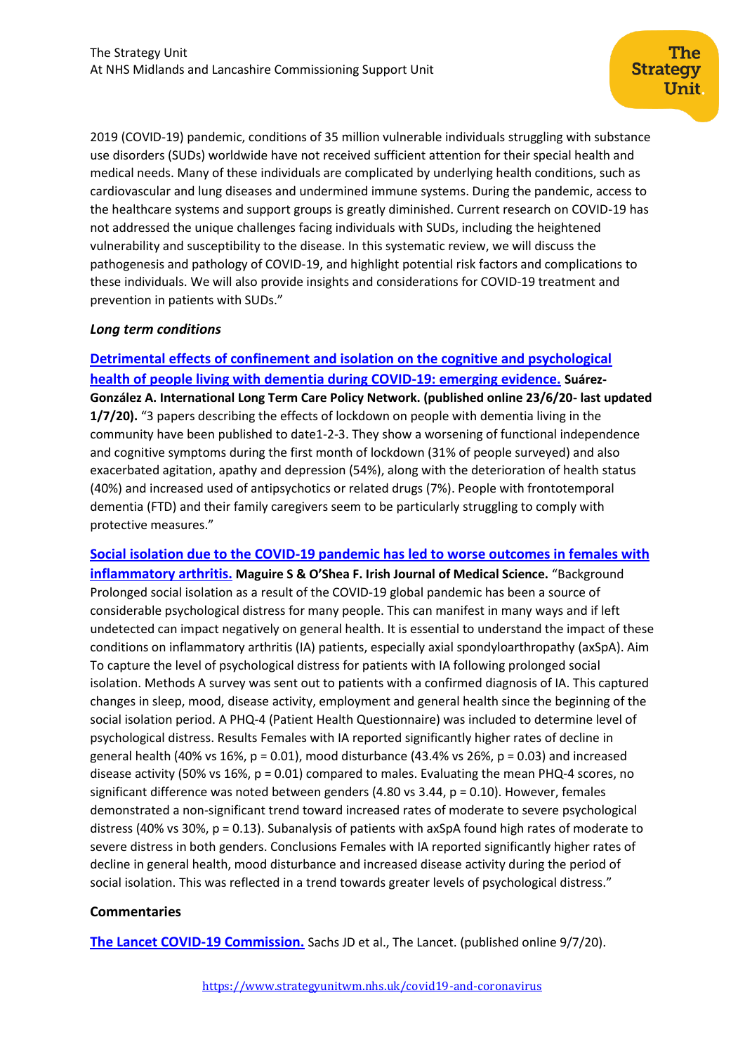2019 (COVID-19) pandemic, conditions of 35 million vulnerable individuals struggling with substance use disorders (SUDs) worldwide have not received sufficient attention for their special health and medical needs. Many of these individuals are complicated by underlying health conditions, such as cardiovascular and lung diseases and undermined immune systems. During the pandemic, access to the healthcare systems and support groups is greatly diminished. Current research on COVID-19 has not addressed the unique challenges facing individuals with SUDs, including the heightened vulnerability and susceptibility to the disease. In this systematic review, we will discuss the pathogenesis and pathology of COVID-19, and highlight potential risk factors and complications to these individuals. We will also provide insights and considerations for COVID-19 treatment and prevention in patients with SUDs."

***Long term conditions***

**Detrimental effects of confinement and isolation on the cognitive and psychological health of people living with dementia during COVID-19: emerging evidence. Suárez-González A. International Long Term Care Policy Network. (published online 23/6/20- last updated 1/7/20).** "3 papers describing the effects of lockdown on people with dementia living in the community have been published to date1-2-3. They show a worsening of functional independence and cognitive symptoms during the first month of lockdown (31% of people surveyed) and also exacerbated agitation, apathy and depression (54%), along with the deterioration of health status (40%) and increased used of antipsychotics or related drugs (7%). People with frontotemporal dementia (FTD) and their family caregivers seem to be particularly struggling to comply with protective measures."

**Social isolation due to the COVID-19 pandemic has led to worse outcomes in females with inflammatory arthritis. Maguire S & O'Shea F. Irish Journal of Medical Science.** "Background Prolonged social isolation as a result of the COVID-19 global pandemic has been a source of considerable psychological distress for many people. This can manifest in many ways and if left undetected can impact negatively on general health. It is essential to understand the impact of these conditions on inflammatory arthritis (IA) patients, especially axial spondyloarthropathy (axSpA). Aim To capture the level of psychological distress for patients with IA following prolonged social isolation. Methods A survey was sent out to patients with a confirmed diagnosis of IA. This captured changes in sleep, mood, disease activity, employment and general health since the beginning of the social isolation period. A PHQ-4 (Patient Health Questionnaire) was included to determine level of psychological distress. Results Females with IA reported significantly higher rates of decline in general health (40% vs 16%, $p = 0.01$), mood disturbance (43.4% vs 26%, $p = 0.03$) and increased disease activity (50% vs 16%, $p = 0.01$) compared to males. Evaluating the mean PHQ-4 scores, no significant difference was noted between genders (4.80 vs 3.44, $p = 0.10$). However, females demonstrated a non-significant trend toward increased rates of moderate to severe psychological distress (40% vs 30%, $p = 0.13$). Subanalysis of patients with axSpA found high rates of moderate to severe distress in both genders. Conclusions Females with IA reported significantly higher rates of decline in general health, mood disturbance and increased disease activity during the period of social isolation. This was reflected in a trend towards greater levels of psychological distress."

**Commentaries**

**The Lancet COVID-19 Commission.** Sachs JD et al., The Lancet. (published online 9/7/20).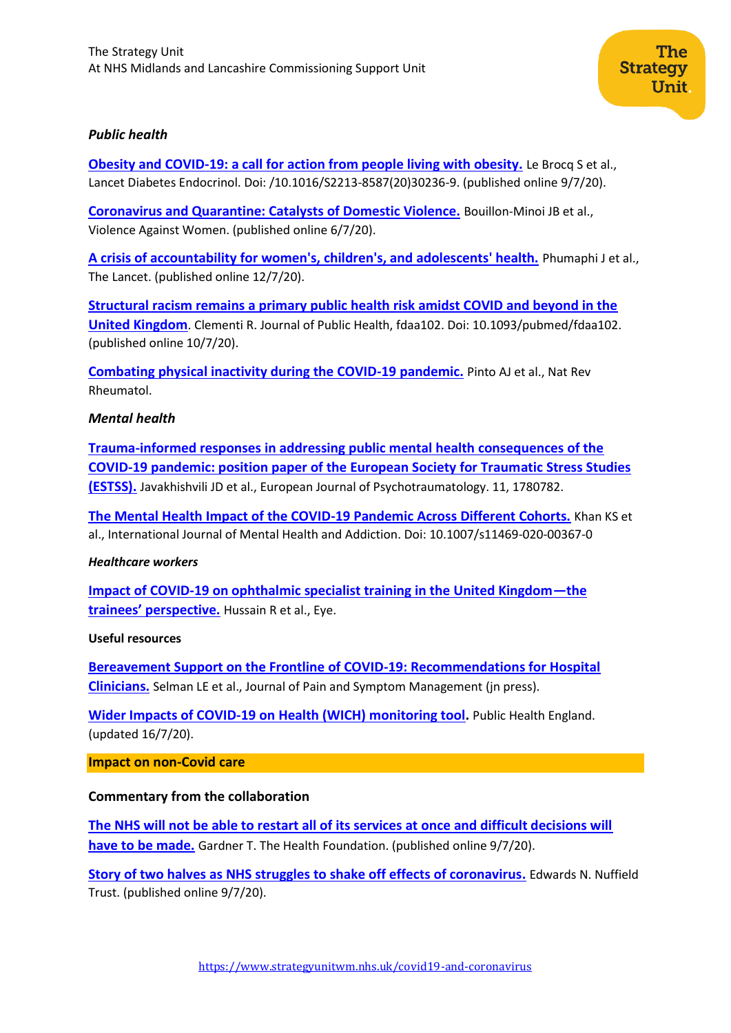*Public health*

**Obesity and COVID-19: a call for action from people living with obesity.** Le Brocq S et al., Lancet Diabetes Endocrinol. Doi: /10.1016/S2213-8587(20)30236-9. (published online 9/7/20).

**Coronavirus and Quarantine: Catalysts of Domestic Violence.** Bouillon-Minoi JB et al., Violence Against Women. (published online 6/7/20).

**A crisis of accountability for women's, children's, and adolescents' health.** Phumaphi J et al., The Lancet. (published online 12/7/20).

**Structural racism remains a primary public health risk amidst COVID and beyond in the United Kingdom**. Clementi R. Journal of Public Health, fdaa102. Doi: 10.1093/pubmed/fdaa102. (published online 10/7/20).

**Combating physical inactivity during the COVID-19 pandemic.** Pinto AJ et al., Nat Rev Rheumatol.

*Mental health*

**Trauma-informed responses in addressing public mental health consequences of the COVID-19 pandemic: position paper of the European Society for Traumatic Stress Studies (ESTSS).** Javakhishvili JD et al., European Journal of Psychotraumatology. 11, 1780782.

**The Mental Health Impact of the COVID-19 Pandemic Across Different Cohorts.** Khan KS et al., International Journal of Mental Health and Addiction. Doi: 10.1007/s11469-020-00367-0

***Healthcare workers***

**Impact of COVID-19 on ophthalmic specialist training in the United Kingdom—the trainees' perspective.** Hussain R et al., Eye.

**Useful resources**

**Bereavement Support on the Frontline of COVID-19: Recommendations for Hospital Clinicians.** Selman LE et al., Journal of Pain and Symptom Management (jn press).

**Wider Impacts of COVID-19 on Health (WICH) monitoring tool.** Public Health England. (updated 16/7/20).

## Impact on non-Covid care

**Commentary from the collaboration**

**The NHS will not be able to restart all of its services at once and difficult decisions will have to be made.** Gardner T. The Health Foundation. (published online 9/7/20).

**Story of two halves as NHS struggles to shake off effects of coronavirus.** Edwards N. Nuffield Trust. (published online 9/7/20).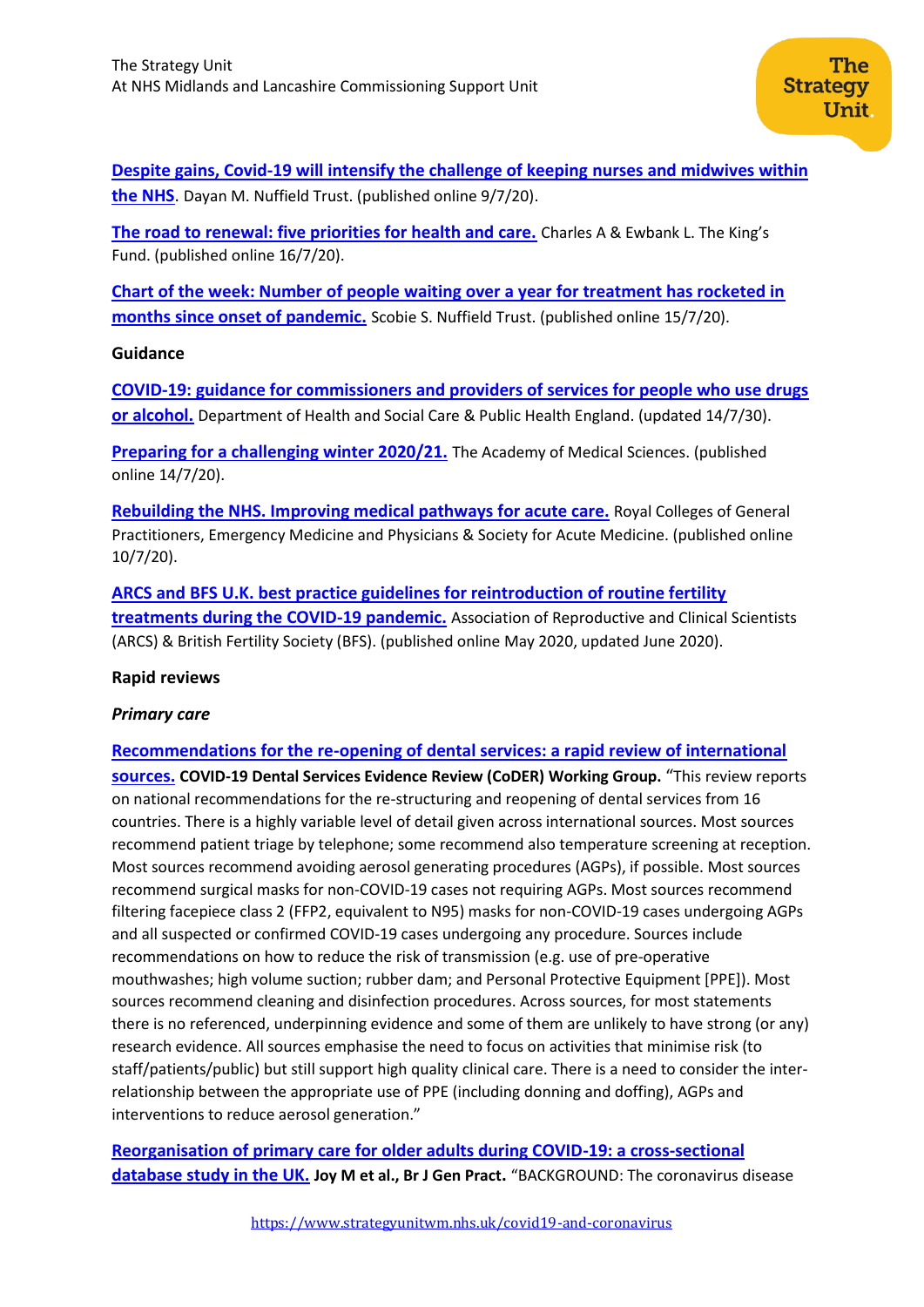**Despite gains, Covid-19 will intensify the challenge of keeping nurses and midwives within the NHS**. Dayan M. Nuffield Trust. (published online 9/7/20).

**The road to renewal: five priorities for health and care.** Charles A & Ewbank L. The King's Fund. (published online 16/7/20).

**Chart of the week: Number of people waiting over a year for treatment has rocketed in months since onset of pandemic.** Scobie S. Nuffield Trust. (published online 15/7/20).

**Guidance**

**COVID-19: guidance for commissioners and providers of services for people who use drugs or alcohol.** Department of Health and Social Care & Public Health England. (updated 14/7/30).

**Preparing for a challenging winter 2020/21.** The Academy of Medical Sciences. (published online 14/7/20).

**Rebuilding the NHS. Improving medical pathways for acute care.** Royal Colleges of General Practitioners, Emergency Medicine and Physicians & Society for Acute Medicine. (published online 10/7/20).

**ARCS and BFS U.K. best practice guidelines for reintroduction of routine fertility treatments during the COVID-19 pandemic.** Association of Reproductive and Clinical Scientists (ARCS) & British Fertility Society (BFS). (published online May 2020, updated June 2020).

**Rapid reviews**

***Primary care***

**Recommendations for the re-opening of dental services: a rapid review of international sources.** **COVID-19 Dental Services Evidence Review (CoDER) Working Group.** "This review reports on national recommendations for the re-structuring and reopening of dental services from 16 countries. There is a highly variable level of detail given across international sources. Most sources recommend patient triage by telephone; some recommend also temperature screening at reception. Most sources recommend avoiding aerosol generating procedures (AGPs), if possible. Most sources recommend surgical masks for non-COVID-19 cases not requiring AGPs. Most sources recommend filtering facepiece class 2 (FFP2, equivalent to N95) masks for non-COVID-19 cases undergoing AGPs and all suspected or confirmed COVID-19 cases undergoing any procedure. Sources include recommendations on how to reduce the risk of transmission (e.g. use of pre-operative mouthwashes; high volume suction; rubber dam; and Personal Protective Equipment [PPE]). Most sources recommend cleaning and disinfection procedures. Across sources, for most statements there is no referenced, underpinning evidence and some of them are unlikely to have strong (or any) research evidence. All sources emphasise the need to focus on activities that minimise risk (to staff/patients/public) but still support high quality clinical care. There is a need to consider the inter-relationship between the appropriate use of PPE (including donning and doffing), AGPs and interventions to reduce aerosol generation."

**Reorganisation of primary care for older adults during COVID-19: a cross-sectional database study in the UK.** **Joy M et al., Br J Gen Pract.** "BACKGROUND: The coronavirus disease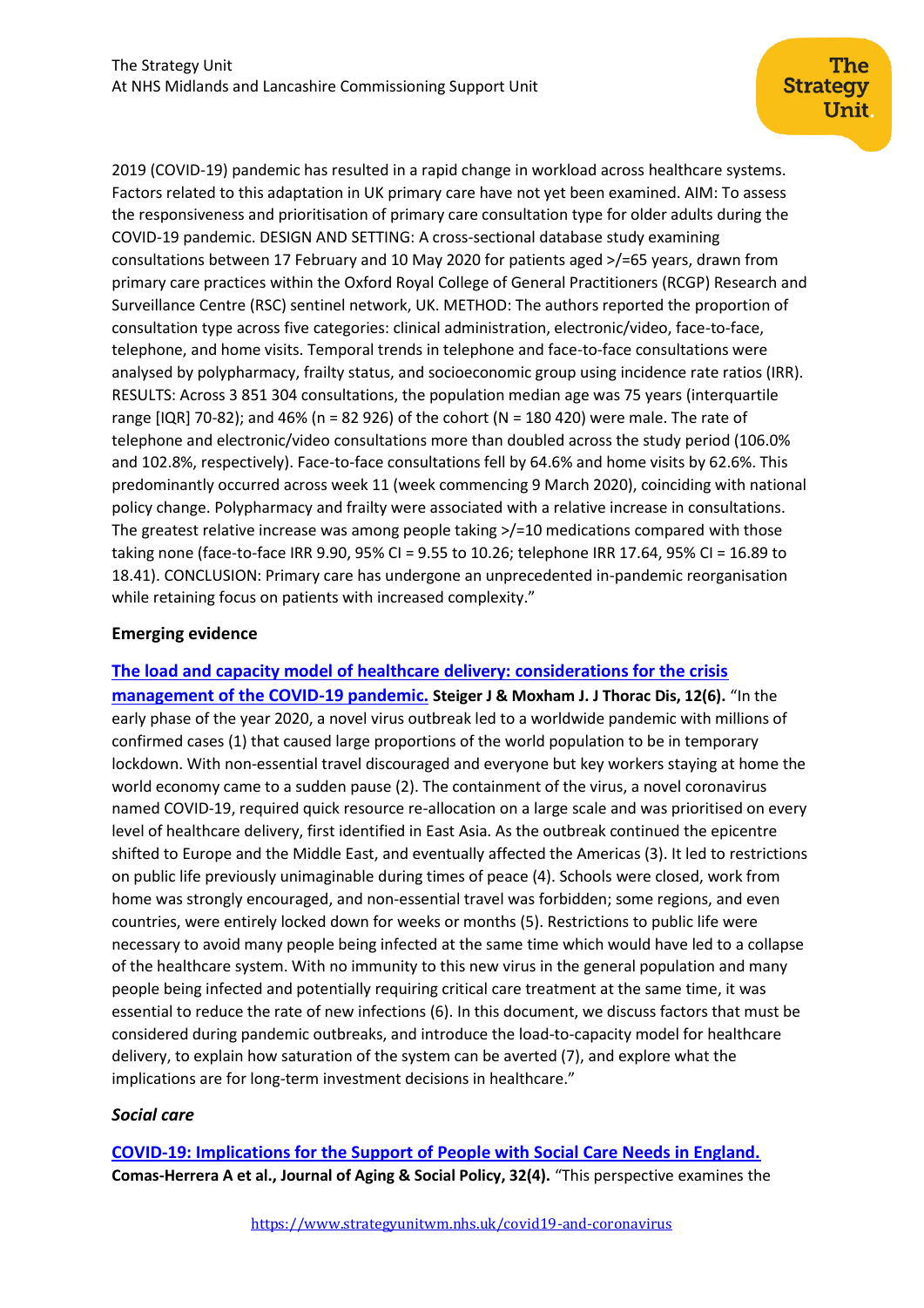2019 (COVID-19) pandemic has resulted in a rapid change in workload across healthcare systems. Factors related to this adaptation in UK primary care have not yet been examined. AIM: To assess the responsiveness and prioritisation of primary care consultation type for older adults during the COVID-19 pandemic. DESIGN AND SETTING: A cross-sectional database study examining consultations between 17 February and 10 May 2020 for patients aged >/=65 years, drawn from primary care practices within the Oxford Royal College of General Practitioners (RCGP) Research and Surveillance Centre (RSC) sentinel network, UK. METHOD: The authors reported the proportion of consultation type across five categories: clinical administration, electronic/video, face-to-face, telephone, and home visits. Temporal trends in telephone and face-to-face consultations were analysed by polypharmacy, frailty status, and socioeconomic group using incidence rate ratios (IRR). RESULTS: Across 3 851 304 consultations, the population median age was 75 years (interquartile range [IQR] 70-82); and 46% (n = 82 926) of the cohort (N = 180 420) were male. The rate of telephone and electronic/video consultations more than doubled across the study period (106.0% and 102.8%, respectively). Face-to-face consultations fell by 64.6% and home visits by 62.6%. This predominantly occurred across week 11 (week commencing 9 March 2020), coinciding with national policy change. Polypharmacy and frailty were associated with a relative increase in consultations. The greatest relative increase was among people taking >/=10 medications compared with those taking none (face-to-face IRR 9.90, 95% CI = 9.55 to 10.26; telephone IRR 17.64, 95% CI = 16.89 to 18.41). CONCLUSION: Primary care has undergone an unprecedented in-pandemic reorganisation while retaining focus on patients with increased complexity."

## Emerging evidence

**The load and capacity model of healthcare delivery: considerations for the crisis management of the COVID-19 pandemic.** **Steiger J & Moxham J. J Thorac Dis, 12(6).** "In the early phase of the year 2020, a novel virus outbreak led to a worldwide pandemic with millions of confirmed cases (1) that caused large proportions of the world population to be in temporary lockdown. With non-essential travel discouraged and everyone but key workers staying at home the world economy came to a sudden pause (2). The containment of the virus, a novel coronavirus named COVID-19, required quick resource re-allocation on a large scale and was prioritised on every level of healthcare delivery, first identified in East Asia. As the outbreak continued the epicentre shifted to Europe and the Middle East, and eventually affected the Americas (3). It led to restrictions on public life previously unimaginable during times of peace (4). Schools were closed, work from home was strongly encouraged, and non-essential travel was forbidden; some regions, and even countries, were entirely locked down for weeks or months (5). Restrictions to public life were necessary to avoid many people being infected at the same time which would have led to a collapse of the healthcare system. With no immunity to this new virus in the general population and many people being infected and potentially requiring critical care treatment at the same time, it was essential to reduce the rate of new infections (6). In this document, we discuss factors that must be considered during pandemic outbreaks, and introduce the load-to-capacity model for healthcare delivery, to explain how saturation of the system can be averted (7), and explore what the implications are for long-term investment decisions in healthcare."

### *Social care*

**COVID-19: Implications for the Support of People with Social Care Needs in England.** **Comas-Herrera A et al., Journal of Aging & Social Policy, 32(4).** "This perspective examines the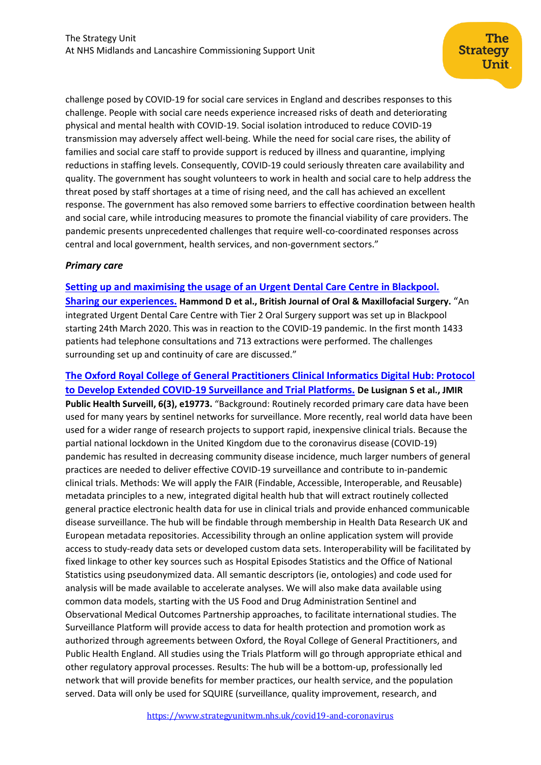challenge posed by COVID-19 for social care services in England and describes responses to this challenge. People with social care needs experience increased risks of death and deteriorating physical and mental health with COVID-19. Social isolation introduced to reduce COVID-19 transmission may adversely affect well-being. While the need for social care rises, the ability of families and social care staff to provide support is reduced by illness and quarantine, implying reductions in staffing levels. Consequently, COVID-19 could seriously threaten care availability and quality. The government has sought volunteers to work in health and social care to help address the threat posed by staff shortages at a time of rising need, and the call has achieved an excellent response. The government has also removed some barriers to effective coordination between health and social care, while introducing measures to promote the financial viability of care providers. The pandemic presents unprecedented challenges that require well-co-coordinated responses across central and local government, health services, and non-government sectors."

***Primary care***

**Setting up and maximising the usage of an Urgent Dental Care Centre in Blackpool. Sharing our experiences.** **Hammond D et al., British Journal of Oral & Maxillofacial Surgery.** "An integrated Urgent Dental Care Centre with Tier 2 Oral Surgery support was set up in Blackpool starting 24th March 2020. This was in reaction to the COVID-19 pandemic. In the first month 1433 patients had telephone consultations and 713 extractions were performed. The challenges surrounding set up and continuity of care are discussed."

**The Oxford Royal College of General Practitioners Clinical Informatics Digital Hub: Protocol to Develop Extended COVID-19 Surveillance and Trial Platforms.** **De Lusignan S et al., JMIR Public Health Surveill, 6(3), e19773.** "Background: Routinely recorded primary care data have been used for many years by sentinel networks for surveillance. More recently, real world data have been used for a wider range of research projects to support rapid, inexpensive clinical trials. Because the partial national lockdown in the United Kingdom due to the coronavirus disease (COVID-19) pandemic has resulted in decreasing community disease incidence, much larger numbers of general practices are needed to deliver effective COVID-19 surveillance and contribute to in-pandemic clinical trials. Methods: We will apply the FAIR (Findable, Accessible, Interoperable, and Reusable) metadata principles to a new, integrated digital health hub that will extract routinely collected general practice electronic health data for use in clinical trials and provide enhanced communicable disease surveillance. The hub will be findable through membership in Health Data Research UK and European metadata repositories. Accessibility through an online application system will provide access to study-ready data sets or developed custom data sets. Interoperability will be facilitated by fixed linkage to other key sources such as Hospital Episodes Statistics and the Office of National Statistics using pseudonymized data. All semantic descriptors (ie, ontologies) and code used for analysis will be made available to accelerate analyses. We will also make data available using common data models, starting with the US Food and Drug Administration Sentinel and Observational Medical Outcomes Partnership approaches, to facilitate international studies. The Surveillance Platform will provide access to data for health protection and promotion work as authorized through agreements between Oxford, the Royal College of General Practitioners, and Public Health England. All studies using the Trials Platform will go through appropriate ethical and other regulatory approval processes. Results: The hub will be a bottom-up, professionally led network that will provide benefits for member practices, our health service, and the population served. Data will only be used for SQUIRE (surveillance, quality improvement, research, and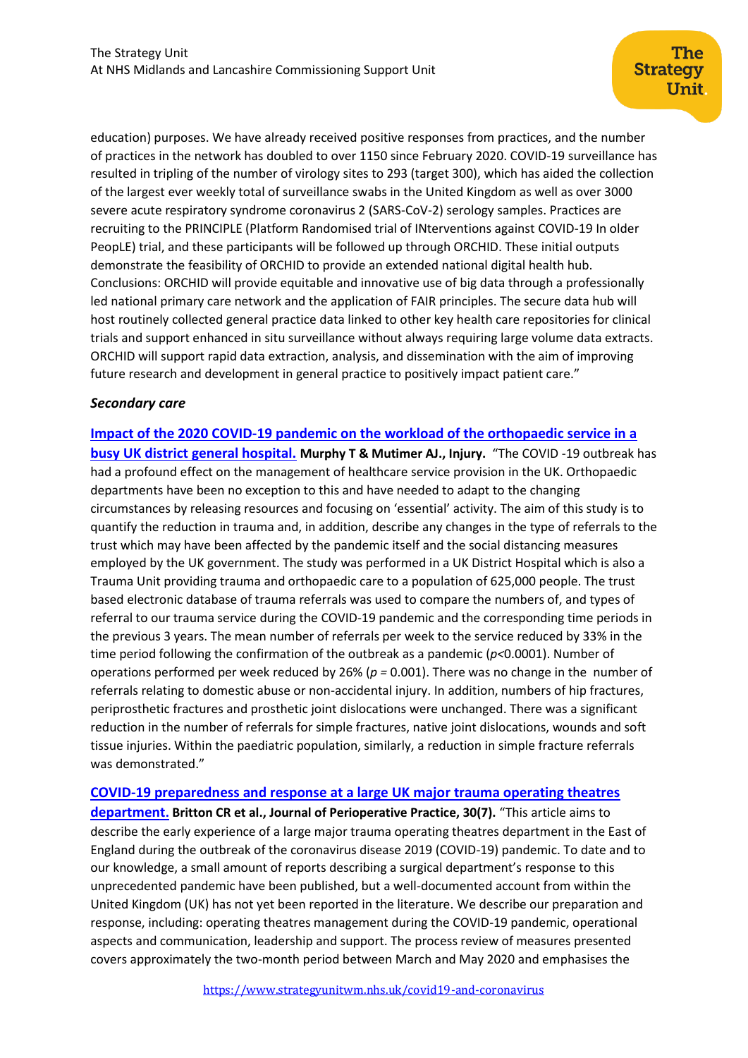education) purposes. We have already received positive responses from practices, and the number of practices in the network has doubled to over 1150 since February 2020. COVID-19 surveillance has resulted in tripling of the number of virology sites to 293 (target 300), which has aided the collection of the largest ever weekly total of surveillance swabs in the United Kingdom as well as over 3000 severe acute respiratory syndrome coronavirus 2 (SARS-CoV-2) serology samples. Practices are recruiting to the PRINCIPLE (Platform Randomised trial of INterventions against COVID-19 In older PeopLE) trial, and these participants will be followed up through ORCHID. These initial outputs demonstrate the feasibility of ORCHID to provide an extended national digital health hub. Conclusions: ORCHID will provide equitable and innovative use of big data through a professionally led national primary care network and the application of FAIR principles. The secure data hub will host routinely collected general practice data linked to other key health care repositories for clinical trials and support enhanced in situ surveillance without always requiring large volume data extracts. ORCHID will support rapid data extraction, analysis, and dissemination with the aim of improving future research and development in general practice to positively impact patient care."

***Secondary care***

**Impact of the 2020 COVID-19 pandemic on the workload of the orthopaedic service in a busy UK district general hospital.** **Murphy T & Mutimer AJ., Injury.** "The COVID -19 outbreak has had a profound effect on the management of healthcare service provision in the UK. Orthopaedic departments have been no exception to this and have needed to adapt to the changing circumstances by releasing resources and focusing on 'essential' activity. The aim of this study is to quantify the reduction in trauma and, in addition, describe any changes in the type of referrals to the trust which may have been affected by the pandemic itself and the social distancing measures employed by the UK government. The study was performed in a UK District Hospital which is also a Trauma Unit providing trauma and orthopaedic care to a population of 625,000 people. The trust based electronic database of trauma referrals was used to compare the numbers of, and types of referral to our trauma service during the COVID-19 pandemic and the corresponding time periods in the previous 3 years. The mean number of referrals per week to the service reduced by 33% in the time period following the confirmation of the outbreak as a pandemic ($p$<0.0001). Number of operations performed per week reduced by 26% ($p$ = 0.001). There was no change in the number of referrals relating to domestic abuse or non-accidental injury. In addition, numbers of hip fractures, periprosthetic fractures and prosthetic joint dislocations were unchanged. There was a significant reduction in the number of referrals for simple fractures, native joint dislocations, wounds and soft tissue injuries. Within the paediatric population, similarly, a reduction in simple fracture referrals was demonstrated."

**COVID-19 preparedness and response at a large UK major trauma operating theatres department.** **Britton CR et al., Journal of Perioperative Practice, 30(7).** "This article aims to describe the early experience of a large major trauma operating theatres department in the East of England during the outbreak of the coronavirus disease 2019 (COVID-19) pandemic. To date and to our knowledge, a small amount of reports describing a surgical department's response to this unprecedented pandemic have been published, but a well-documented account from within the United Kingdom (UK) has not yet been reported in the literature. We describe our preparation and response, including: operating theatres management during the COVID-19 pandemic, operational aspects and communication, leadership and support. The process review of measures presented covers approximately the two-month period between March and May 2020 and emphasises the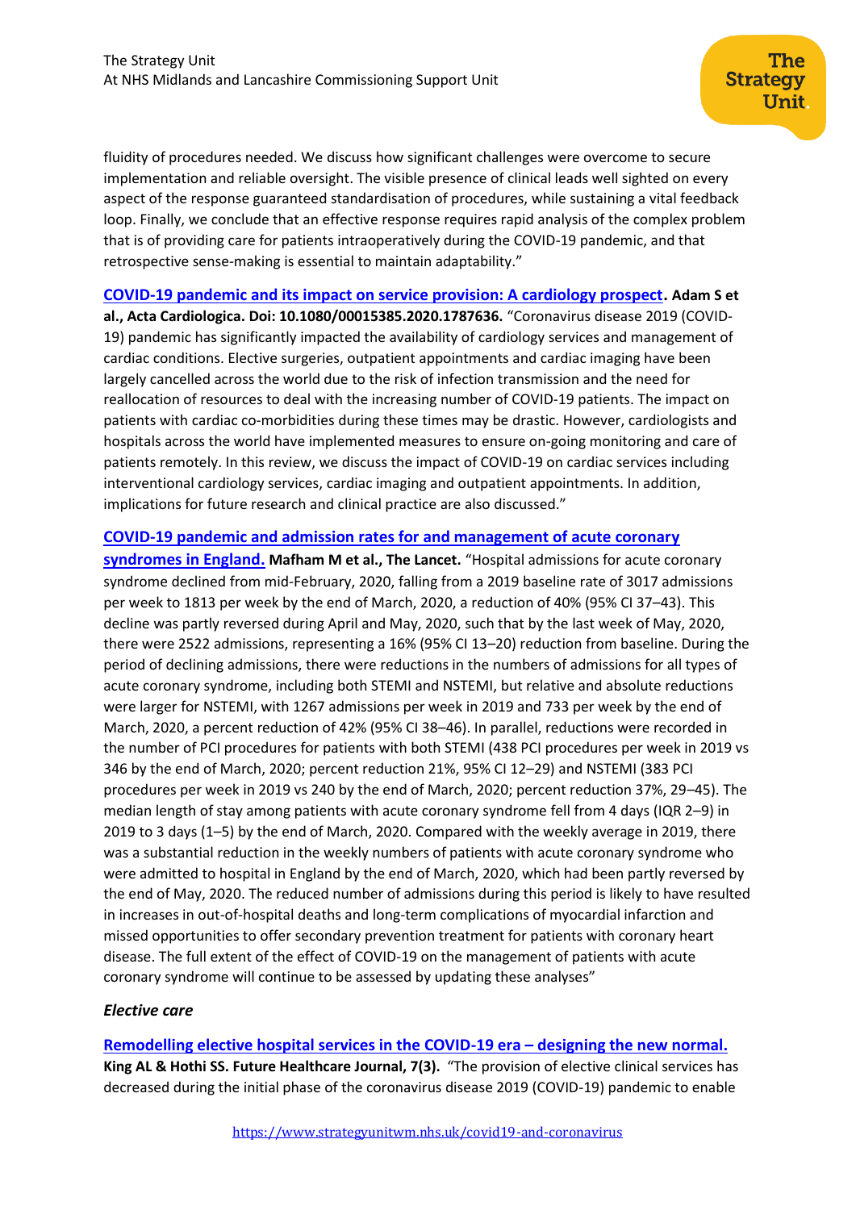fluidity of procedures needed. We discuss how significant challenges were overcome to secure implementation and reliable oversight. The visible presence of clinical leads well sighted on every aspect of the response guaranteed standardisation of procedures, while sustaining a vital feedback loop. Finally, we conclude that an effective response requires rapid analysis of the complex problem that is of providing care for patients intraoperatively during the COVID-19 pandemic, and that retrospective sense-making is essential to maintain adaptability."

**COVID-19 pandemic and its impact on service provision: A cardiology prospect. Adam S et al., Acta Cardiologica. Doi: 10.1080/00015385.2020.1787636.** "Coronavirus disease 2019 (COVID-19) pandemic has significantly impacted the availability of cardiology services and management of cardiac conditions. Elective surgeries, outpatient appointments and cardiac imaging have been largely cancelled across the world due to the risk of infection transmission and the need for reallocation of resources to deal with the increasing number of COVID-19 patients. The impact on patients with cardiac co-morbidities during these times may be drastic. However, cardiologists and hospitals across the world have implemented measures to ensure on-going monitoring and care of patients remotely. In this review, we discuss the impact of COVID-19 on cardiac services including interventional cardiology services, cardiac imaging and outpatient appointments. In addition, implications for future research and clinical practice are also discussed."

**COVID-19 pandemic and admission rates for and management of acute coronary syndromes in England. Mafham M et al., The Lancet.** "Hospital admissions for acute coronary syndrome declined from mid-February, 2020, falling from a 2019 baseline rate of 3017 admissions per week to 1813 per week by the end of March, 2020, a reduction of 40% (95% CI 37–43). This decline was partly reversed during April and May, 2020, such that by the last week of May, 2020, there were 2522 admissions, representing a 16% (95% CI 13–20) reduction from baseline. During the period of declining admissions, there were reductions in the numbers of admissions for all types of acute coronary syndrome, including both STEMI and NSTEMI, but relative and absolute reductions were larger for NSTEMI, with 1267 admissions per week in 2019 and 733 per week by the end of March, 2020, a percent reduction of 42% (95% CI 38–46). In parallel, reductions were recorded in the number of PCI procedures for patients with both STEMI (438 PCI procedures per week in 2019 vs 346 by the end of March, 2020; percent reduction 21%, 95% CI 12–29) and NSTEMI (383 PCI procedures per week in 2019 vs 240 by the end of March, 2020; percent reduction 37%, 29–45). The median length of stay among patients with acute coronary syndrome fell from 4 days (IQR 2–9) in 2019 to 3 days (1–5) by the end of March, 2020. Compared with the weekly average in 2019, there was a substantial reduction in the weekly numbers of patients with acute coronary syndrome who were admitted to hospital in England by the end of March, 2020, which had been partly reversed by the end of May, 2020. The reduced number of admissions during this period is likely to have resulted in increases in out-of-hospital deaths and long-term complications of myocardial infarction and missed opportunities to offer secondary prevention treatment for patients with coronary heart disease. The full extent of the effect of COVID-19 on the management of patients with acute coronary syndrome will continue to be assessed by updating these analyses"

### *Elective care*

**Remodelling elective hospital services in the COVID-19 era – designing the new normal. King AL & Hothi SS. Future Healthcare Journal, 7(3).** "The provision of elective clinical services has decreased during the initial phase of the coronavirus disease 2019 (COVID-19) pandemic to enable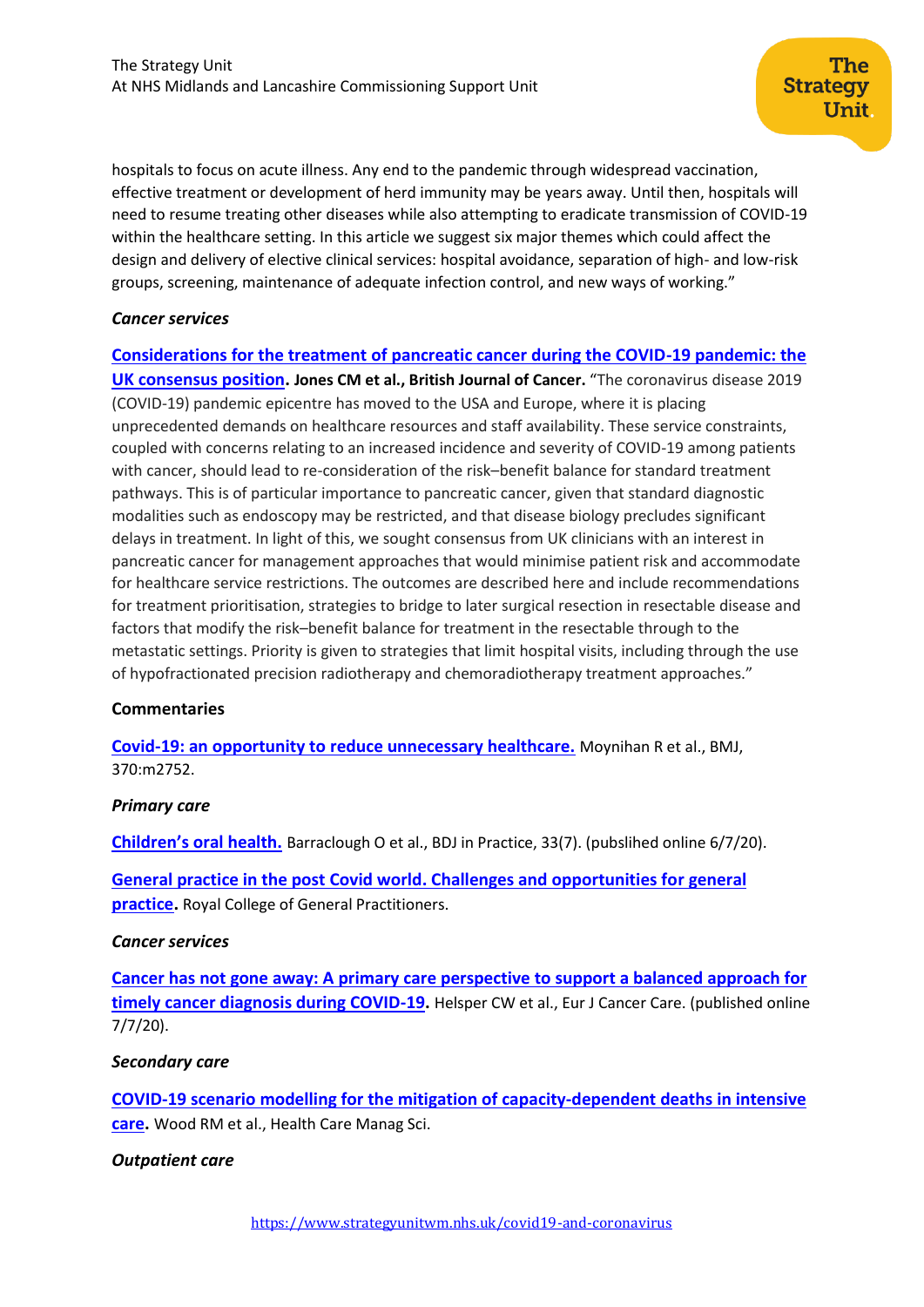hospitals to focus on acute illness. Any end to the pandemic through widespread vaccination, effective treatment or development of herd immunity may be years away. Until then, hospitals will need to resume treating other diseases while also attempting to eradicate transmission of COVID-19 within the healthcare setting. In this article we suggest six major themes which could affect the design and delivery of elective clinical services: hospital avoidance, separation of high- and low-risk groups, screening, maintenance of adequate infection control, and new ways of working."

***Cancer services***

**Considerations for the treatment of pancreatic cancer during the COVID-19 pandemic: the UK consensus position. Jones CM et al., British Journal of Cancer.** "The coronavirus disease 2019 (COVID-19) pandemic epicentre has moved to the USA and Europe, where it is placing unprecedented demands on healthcare resources and staff availability. These service constraints, coupled with concerns relating to an increased incidence and severity of COVID-19 among patients with cancer, should lead to re-consideration of the risk–benefit balance for standard treatment pathways. This is of particular importance to pancreatic cancer, given that standard diagnostic modalities such as endoscopy may be restricted, and that disease biology precludes significant delays in treatment. In light of this, we sought consensus from UK clinicians with an interest in pancreatic cancer for management approaches that would minimise patient risk and accommodate for healthcare service restrictions. The outcomes are described here and include recommendations for treatment prioritisation, strategies to bridge to later surgical resection in resectable disease and factors that modify the risk–benefit balance for treatment in the resectable through to the metastatic settings. Priority is given to strategies that limit hospital visits, including through the use of hypofractionated precision radiotherapy and chemoradiotherapy treatment approaches."

**Commentaries**

**Covid-19: an opportunity to reduce unnecessary healthcare.** Moynihan R et al., BMJ, 370:m2752.

***Primary care***

**Children's oral health.** Barraclough O et al., BDJ in Practice, 33(7). (publslihed online 6/7/20).

**General practice in the post Covid world. Challenges and opportunities for general practice.** Royal College of General Practitioners.

***Cancer services***

**Cancer has not gone away: A primary care perspective to support a balanced approach for timely cancer diagnosis during COVID-19.** Helsper CW et al., Eur J Cancer Care. (published online 7/7/20).

***Secondary care***

**COVID-19 scenario modelling for the mitigation of capacity-dependent deaths in intensive care.** Wood RM et al., Health Care Manag Sci.

***Outpatient care***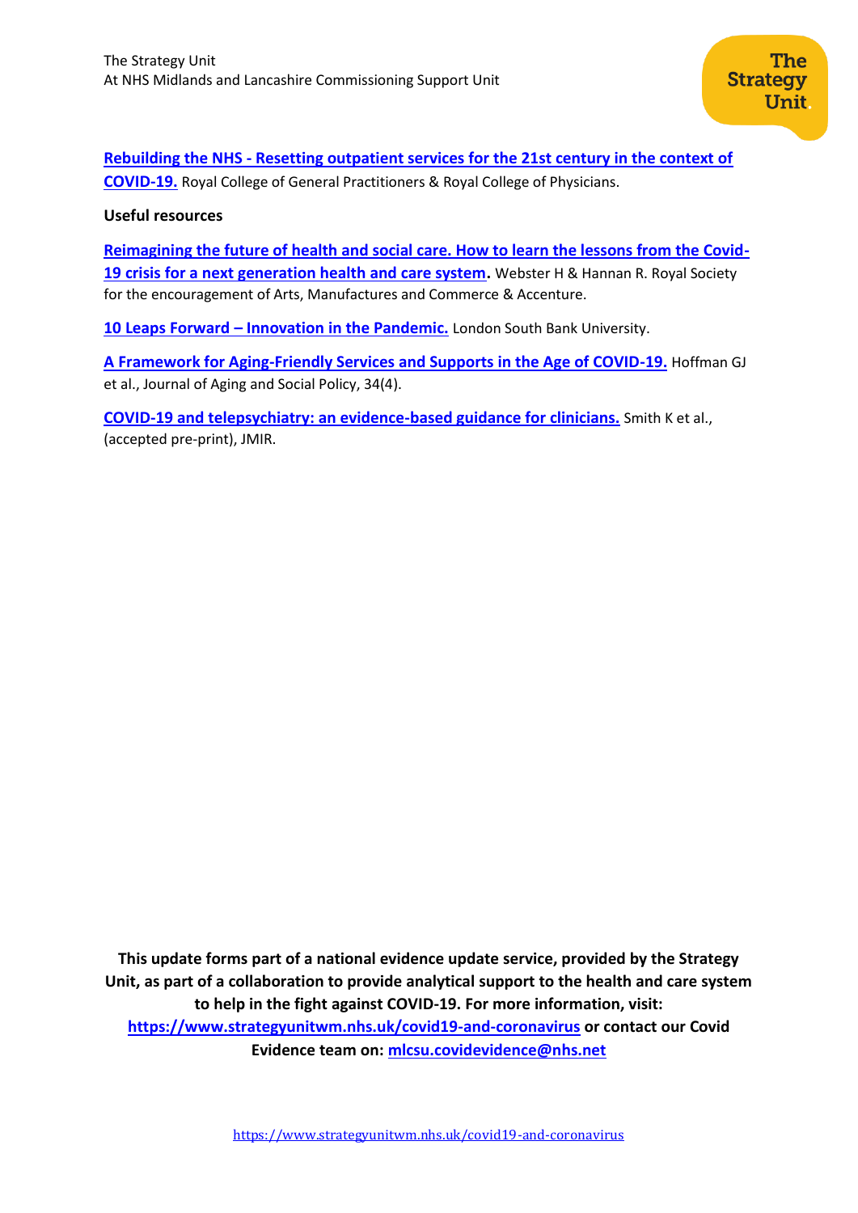**Rebuilding the NHS - Resetting outpatient services for the 21st century in the context of COVID-19.** Royal College of General Practitioners & Royal College of Physicians.

**Useful resources**

**Reimagining the future of health and social care. How to learn the lessons from the Covid-19 crisis for a next generation health and care system.** Webster H & Hannan R. Royal Society for the encouragement of Arts, Manufactures and Commerce & Accenture.

**10 Leaps Forward – Innovation in the Pandemic.** London South Bank University.

**A Framework for Aging-Friendly Services and Supports in the Age of COVID-19.** Hoffman GJ et al., Journal of Aging and Social Policy, 34(4).

**COVID-19 and telepsychiatry: an evidence-based guidance for clinicians.** Smith K et al., (accepted pre-print), JMIR.

**This update forms part of a national evidence update service, provided by the Strategy Unit, as part of a collaboration to provide analytical support to the health and care system to help in the fight against COVID-19. For more information, visit: https://www.strategyunitwm.nhs.uk/covid19-and-coronavirus or contact our Covid Evidence team on: mlcsu.covidevidence@nhs.net**